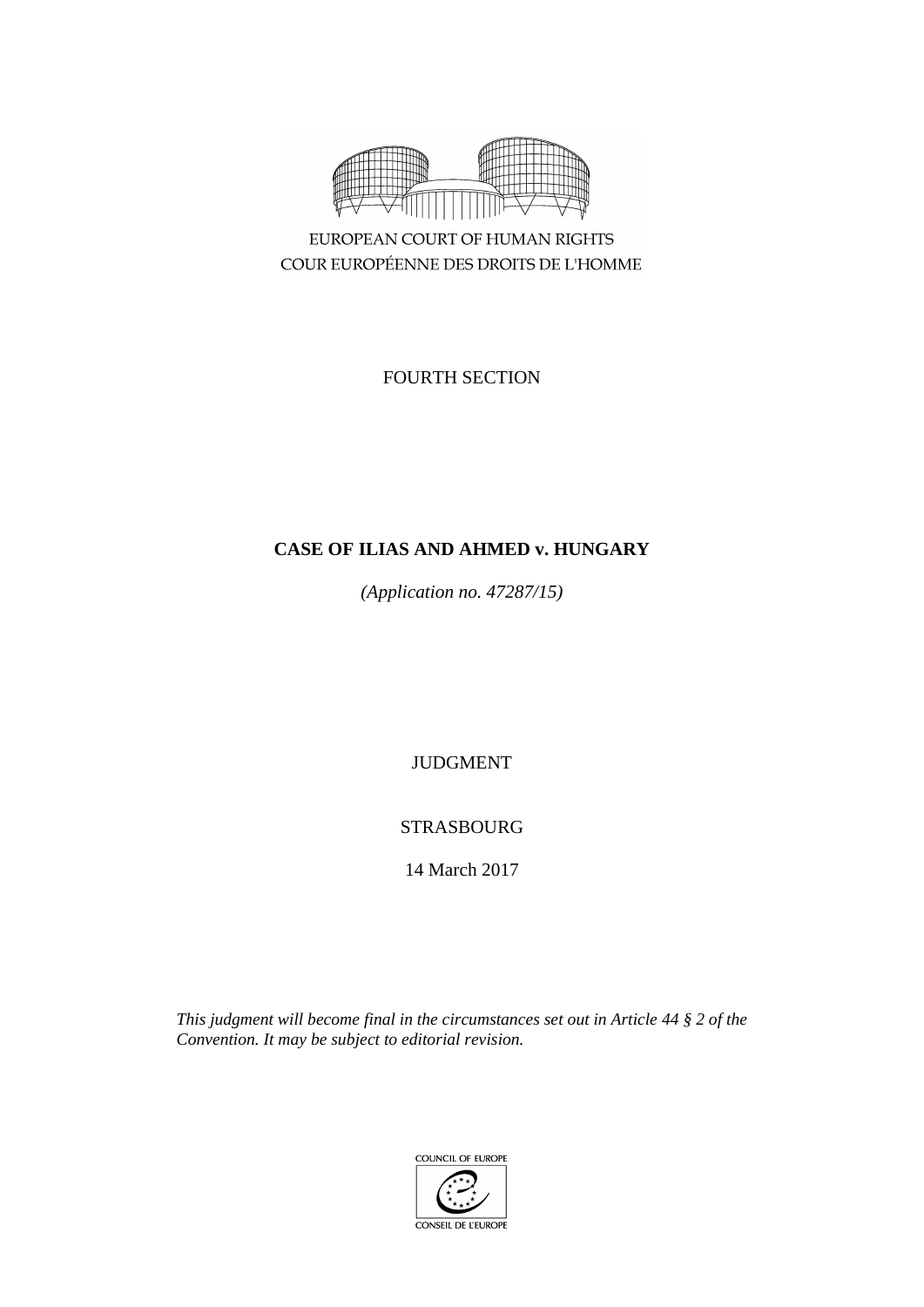EUROPEAN COURT OF HUMAN RIGHTS
COUR EUROPÉENNE DES DROITS DE L'HOMME

FOURTH SECTION

**CASE OF ILIAS AND AHMED v. HUNGARY**

*(Application no. 47287/15)*

JUDGMENT

STRASBOURG

14 March 2017

*This judgment will become final in the circumstances set out in Article 44 § 2 of the Convention. It may be subject to editorial revision.*

COUNCIL OF EUROPE

CONSEIL DE L'EUROPE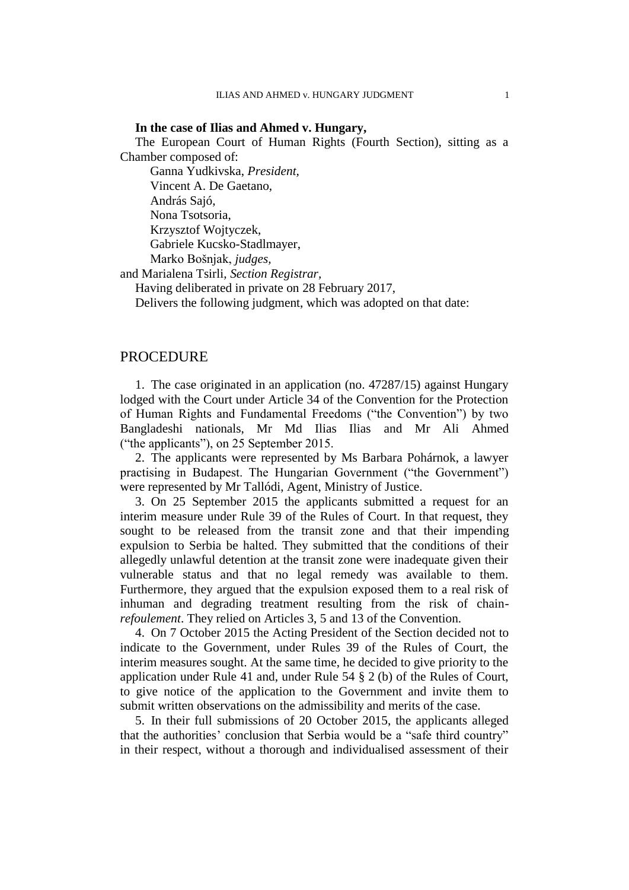**In the case of Ilias and Ahmed v. Hungary,**

The European Court of Human Rights (Fourth Section), sitting as a Chamber composed of:

Ganna Yudkivska, *President*,
Vincent A. De Gaetano,
András Sajó,
Nona Tsotsoria,
Krzysztof Wojtyczek,
Gabriele Kucsko-Stadlmayer,
Marko Bošnjak, *judges*,
and Marialena Tsirli, *Section Registrar*,

Having deliberated in private on 28 February 2017,

Delivers the following judgment, which was adopted on that date:

## PROCEDURE

1. The case originated in an application (no. 47287/15) against Hungary lodged with the Court under Article 34 of the Convention for the Protection of Human Rights and Fundamental Freedoms ("the Convention") by two Bangladeshi nationals, Mr Md Ilias Ilias and Mr Ali Ahmed ("the applicants"), on 25 September 2015.

2. The applicants were represented by Ms Barbara Pohárnok, a lawyer practising in Budapest. The Hungarian Government ("the Government") were represented by Mr Tallódi, Agent, Ministry of Justice.

3. On 25 September 2015 the applicants submitted a request for an interim measure under Rule 39 of the Rules of Court. In that request, they sought to be released from the transit zone and that their impending expulsion to Serbia be halted. They submitted that the conditions of their allegedly unlawful detention at the transit zone were inadequate given their vulnerable status and that no legal remedy was available to them. Furthermore, they argued that the expulsion exposed them to a real risk of inhuman and degrading treatment resulting from the risk of chain-*refoulement*. They relied on Articles 3, 5 and 13 of the Convention.

4. On 7 October 2015 the Acting President of the Section decided not to indicate to the Government, under Rules 39 of the Rules of Court, the interim measures sought. At the same time, he decided to give priority to the application under Rule 41 and, under Rule 54 § 2 (b) of the Rules of Court, to give notice of the application to the Government and invite them to submit written observations on the admissibility and merits of the case.

5. In their full submissions of 20 October 2015, the applicants alleged that the authorities' conclusion that Serbia would be a "safe third country" in their respect, without a thorough and individualised assessment of their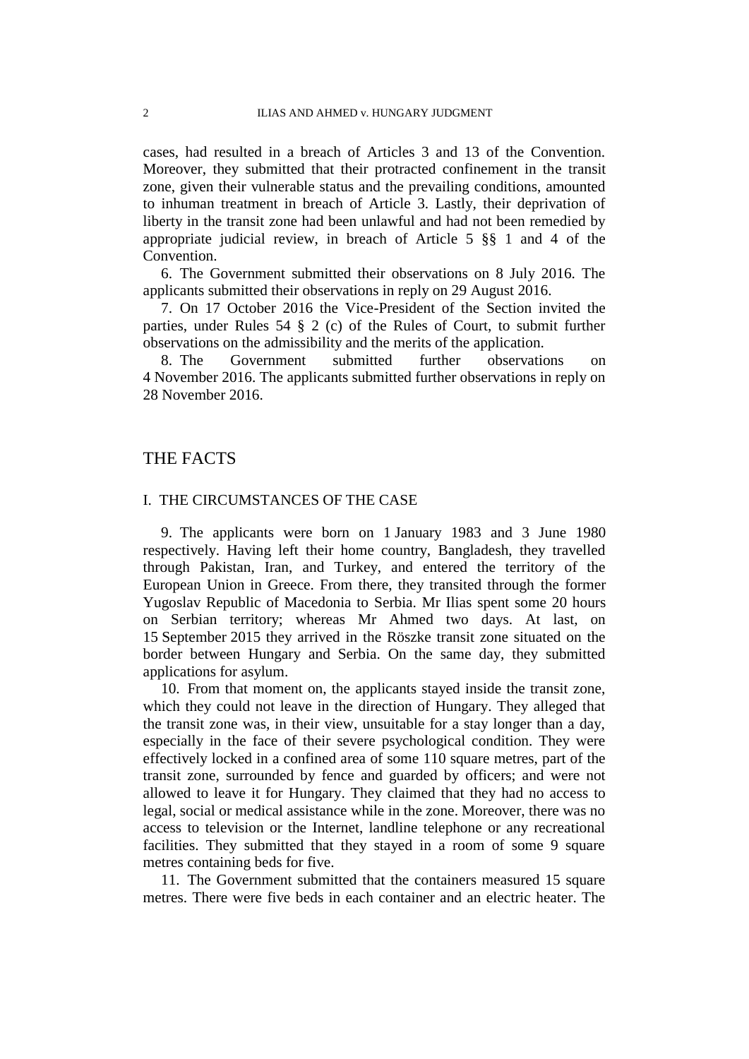cases, had resulted in a breach of Articles 3 and 13 of the Convention. Moreover, they submitted that their protracted confinement in the transit zone, given their vulnerable status and the prevailing conditions, amounted to inhuman treatment in breach of Article 3. Lastly, their deprivation of liberty in the transit zone had been unlawful and had not been remedied by appropriate judicial review, in breach of Article 5 §§ 1 and 4 of the Convention.

6. The Government submitted their observations on 8 July 2016. The applicants submitted their observations in reply on 29 August 2016.

7. On 17 October 2016 the Vice-President of the Section invited the parties, under Rules 54 § 2 (c) of the Rules of Court, to submit further observations on the admissibility and the merits of the application.

8. The Government submitted further observations on 4 November 2016. The applicants submitted further observations in reply on 28 November 2016.

# THE FACTS

## I. THE CIRCUMSTANCES OF THE CASE

9. The applicants were born on 1 January 1983 and 3 June 1980 respectively. Having left their home country, Bangladesh, they travelled through Pakistan, Iran, and Turkey, and entered the territory of the European Union in Greece. From there, they transited through the former Yugoslav Republic of Macedonia to Serbia. Mr Ilias spent some 20 hours on Serbian territory; whereas Mr Ahmed two days. At last, on 15 September 2015 they arrived in the Röszke transit zone situated on the border between Hungary and Serbia. On the same day, they submitted applications for asylum.

10. From that moment on, the applicants stayed inside the transit zone, which they could not leave in the direction of Hungary. They alleged that the transit zone was, in their view, unsuitable for a stay longer than a day, especially in the face of their severe psychological condition. They were effectively locked in a confined area of some 110 square metres, part of the transit zone, surrounded by fence and guarded by officers; and were not allowed to leave it for Hungary. They claimed that they had no access to legal, social or medical assistance while in the zone. Moreover, there was no access to television or the Internet, landline telephone or any recreational facilities. They submitted that they stayed in a room of some 9 square metres containing beds for five.

11. The Government submitted that the containers measured 15 square metres. There were five beds in each container and an electric heater. The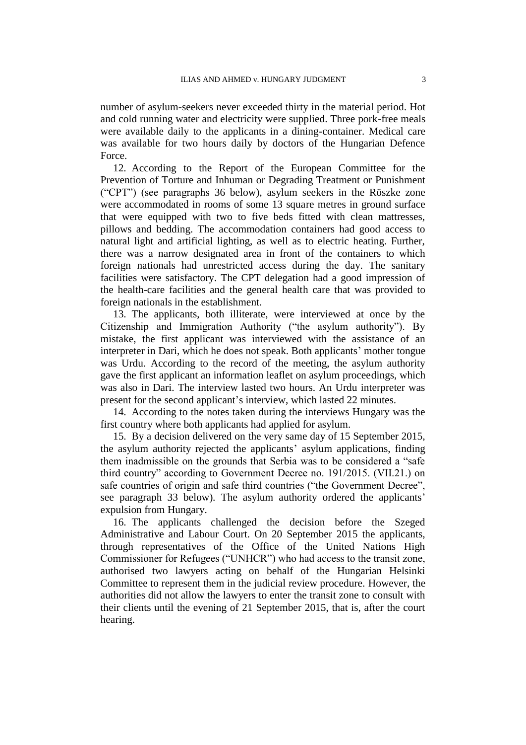number of asylum-seekers never exceeded thirty in the material period. Hot and cold running water and electricity were supplied. Three pork-free meals were available daily to the applicants in a dining-container. Medical care was available for two hours daily by doctors of the Hungarian Defence Force.

12. According to the Report of the European Committee for the Prevention of Torture and Inhuman or Degrading Treatment or Punishment ("CPT") (see paragraphs 36 below), asylum seekers in the Röszke zone were accommodated in rooms of some 13 square metres in ground surface that were equipped with two to five beds fitted with clean mattresses, pillows and bedding. The accommodation containers had good access to natural light and artificial lighting, as well as to electric heating. Further, there was a narrow designated area in front of the containers to which foreign nationals had unrestricted access during the day. The sanitary facilities were satisfactory. The CPT delegation had a good impression of the health-care facilities and the general health care that was provided to foreign nationals in the establishment.

13. The applicants, both illiterate, were interviewed at once by the Citizenship and Immigration Authority ("the asylum authority"). By mistake, the first applicant was interviewed with the assistance of an interpreter in Dari, which he does not speak. Both applicants' mother tongue was Urdu. According to the record of the meeting, the asylum authority gave the first applicant an information leaflet on asylum proceedings, which was also in Dari. The interview lasted two hours. An Urdu interpreter was present for the second applicant's interview, which lasted 22 minutes.

14. According to the notes taken during the interviews Hungary was the first country where both applicants had applied for asylum.

15. By a decision delivered on the very same day of 15 September 2015, the asylum authority rejected the applicants' asylum applications, finding them inadmissible on the grounds that Serbia was to be considered a "safe third country" according to Government Decree no. 191/2015. (VII.21.) on safe countries of origin and safe third countries ("the Government Decree", see paragraph 33 below). The asylum authority ordered the applicants' expulsion from Hungary.

16. The applicants challenged the decision before the Szeged Administrative and Labour Court. On 20 September 2015 the applicants, through representatives of the Office of the United Nations High Commissioner for Refugees ("UNHCR") who had access to the transit zone, authorised two lawyers acting on behalf of the Hungarian Helsinki Committee to represent them in the judicial review procedure. However, the authorities did not allow the lawyers to enter the transit zone to consult with their clients until the evening of 21 September 2015, that is, after the court hearing.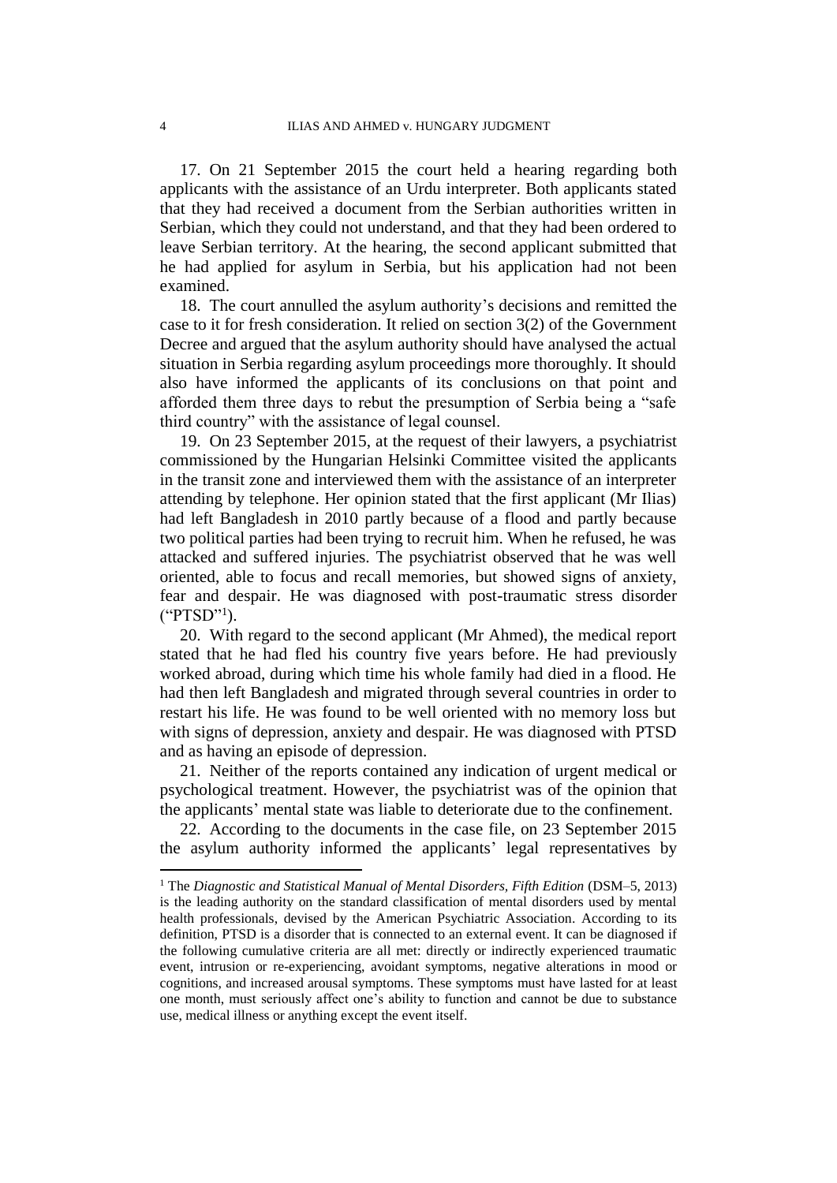17. On 21 September 2015 the court held a hearing regarding both applicants with the assistance of an Urdu interpreter. Both applicants stated that they had received a document from the Serbian authorities written in Serbian, which they could not understand, and that they had been ordered to leave Serbian territory. At the hearing, the second applicant submitted that he had applied for asylum in Serbia, but his application had not been examined.

18. The court annulled the asylum authority's decisions and remitted the case to it for fresh consideration. It relied on section 3(2) of the Government Decree and argued that the asylum authority should have analysed the actual situation in Serbia regarding asylum proceedings more thoroughly. It should also have informed the applicants of its conclusions on that point and afforded them three days to rebut the presumption of Serbia being a "safe third country" with the assistance of legal counsel.

19. On 23 September 2015, at the request of their lawyers, a psychiatrist commissioned by the Hungarian Helsinki Committee visited the applicants in the transit zone and interviewed them with the assistance of an interpreter attending by telephone. Her opinion stated that the first applicant (Mr Ilias) had left Bangladesh in 2010 partly because of a flood and partly because two political parties had been trying to recruit him. When he refused, he was attacked and suffered injuries. The psychiatrist observed that he was well oriented, able to focus and recall memories, but showed signs of anxiety, fear and despair. He was diagnosed with post-traumatic stress disorder ("PTSD"[1]).

20. With regard to the second applicant (Mr Ahmed), the medical report stated that he had fled his country five years before. He had previously worked abroad, during which time his whole family had died in a flood. He had then left Bangladesh and migrated through several countries in order to restart his life. He was found to be well oriented with no memory loss but with signs of depression, anxiety and despair. He was diagnosed with PTSD and as having an episode of depression.

21. Neither of the reports contained any indication of urgent medical or psychological treatment. However, the psychiatrist was of the opinion that the applicants' mental state was liable to deteriorate due to the confinement.

22. According to the documents in the case file, on 23 September 2015 the asylum authority informed the applicants' legal representatives by

---

[1] The *Diagnostic and Statistical Manual of Mental Disorders, Fifth Edition* (DSM–5, 2013) is the leading authority on the standard classification of mental disorders used by mental health professionals, devised by the American Psychiatric Association. According to its definition, PTSD is a disorder that is connected to an external event. It can be diagnosed if the following cumulative criteria are all met: directly or indirectly experienced traumatic event, intrusion or re-experiencing, avoidant symptoms, negative alterations in mood or cognitions, and increased arousal symptoms. These symptoms must have lasted for at least one month, must seriously affect one's ability to function and cannot be due to substance use, medical illness or anything except the event itself.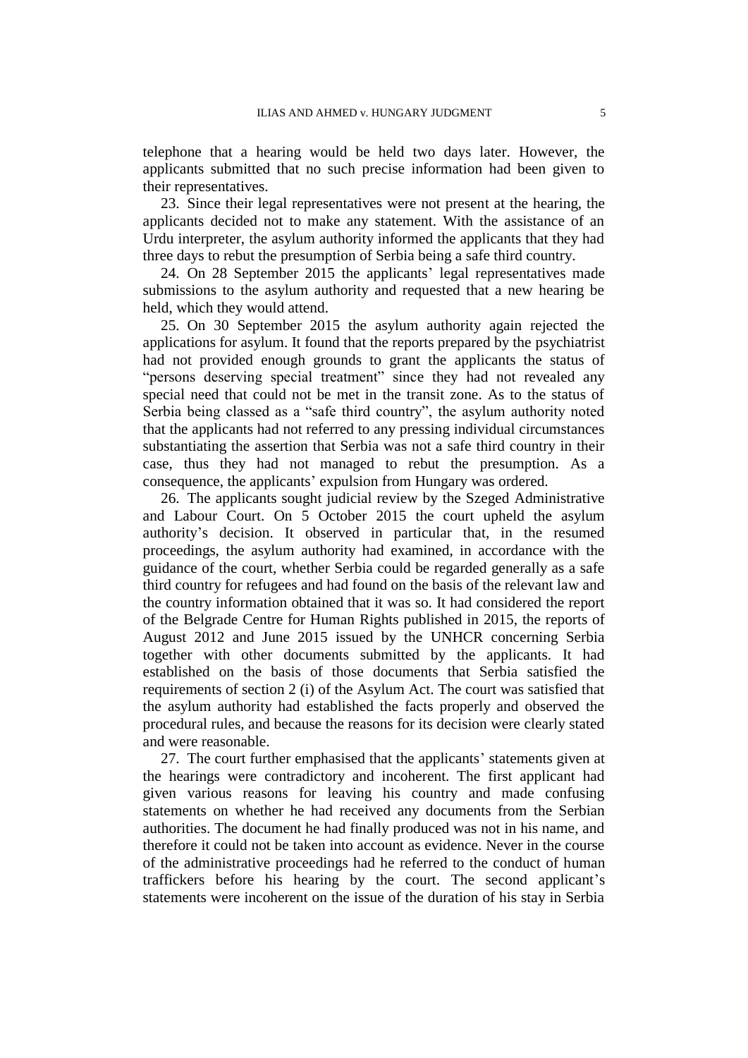telephone that a hearing would be held two days later. However, the applicants submitted that no such precise information had been given to their representatives.

23. Since their legal representatives were not present at the hearing, the applicants decided not to make any statement. With the assistance of an Urdu interpreter, the asylum authority informed the applicants that they had three days to rebut the presumption of Serbia being a safe third country.

24. On 28 September 2015 the applicants' legal representatives made submissions to the asylum authority and requested that a new hearing be held, which they would attend.

25. On 30 September 2015 the asylum authority again rejected the applications for asylum. It found that the reports prepared by the psychiatrist had not provided enough grounds to grant the applicants the status of "persons deserving special treatment" since they had not revealed any special need that could not be met in the transit zone. As to the status of Serbia being classed as a "safe third country", the asylum authority noted that the applicants had not referred to any pressing individual circumstances substantiating the assertion that Serbia was not a safe third country in their case, thus they had not managed to rebut the presumption. As a consequence, the applicants' expulsion from Hungary was ordered.

26. The applicants sought judicial review by the Szeged Administrative and Labour Court. On 5 October 2015 the court upheld the asylum authority's decision. It observed in particular that, in the resumed proceedings, the asylum authority had examined, in accordance with the guidance of the court, whether Serbia could be regarded generally as a safe third country for refugees and had found on the basis of the relevant law and the country information obtained that it was so. It had considered the report of the Belgrade Centre for Human Rights published in 2015, the reports of August 2012 and June 2015 issued by the UNHCR concerning Serbia together with other documents submitted by the applicants. It had established on the basis of those documents that Serbia satisfied the requirements of section 2 (i) of the Asylum Act. The court was satisfied that the asylum authority had established the facts properly and observed the procedural rules, and because the reasons for its decision were clearly stated and were reasonable.

27. The court further emphasised that the applicants' statements given at the hearings were contradictory and incoherent. The first applicant had given various reasons for leaving his country and made confusing statements on whether he had received any documents from the Serbian authorities. The document he had finally produced was not in his name, and therefore it could not be taken into account as evidence. Never in the course of the administrative proceedings had he referred to the conduct of human traffickers before his hearing by the court. The second applicant's statements were incoherent on the issue of the duration of his stay in Serbia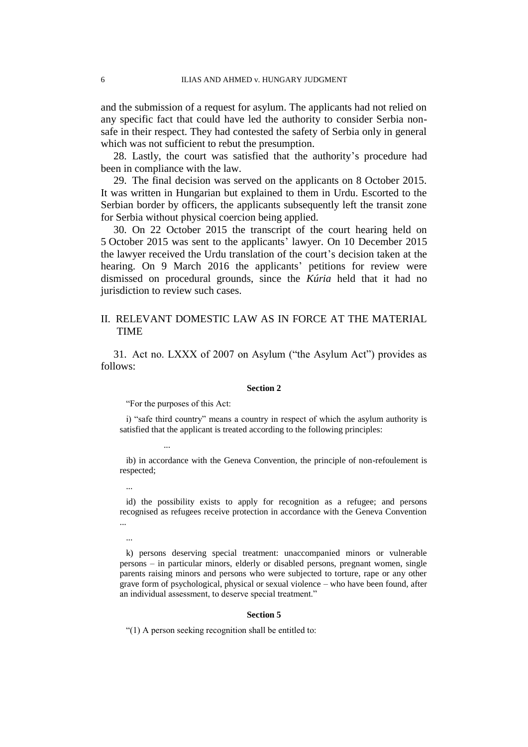and the submission of a request for asylum. The applicants had not relied on any specific fact that could have led the authority to consider Serbia non-safe in their respect. They had contested the safety of Serbia only in general which was not sufficient to rebut the presumption.

28. Lastly, the court was satisfied that the authority's procedure had been in compliance with the law.

29. The final decision was served on the applicants on 8 October 2015. It was written in Hungarian but explained to them in Urdu. Escorted to the Serbian border by officers, the applicants subsequently left the transit zone for Serbia without physical coercion being applied.

30. On 22 October 2015 the transcript of the court hearing held on 5 October 2015 was sent to the applicants' lawyer. On 10 December 2015 the lawyer received the Urdu translation of the court's decision taken at the hearing. On 9 March 2016 the applicants' petitions for review were dismissed on procedural grounds, since the *Kúria* held that it had no jurisdiction to review such cases.

## II. RELEVANT DOMESTIC LAW AS IN FORCE AT THE MATERIAL TIME

31. Act no. LXXX of 2007 on Asylum ("the Asylum Act") provides as follows:

**Section 2**

"For the purposes of this Act:

i) "safe third country" means a country in respect of which the asylum authority is satisfied that the applicant is treated according to the following principles:

...

ib) in accordance with the Geneva Convention, the principle of non-refoulement is respected;

...

id) the possibility exists to apply for recognition as a refugee; and persons recognised as refugees receive protection in accordance with the Geneva Convention ...

...

k) persons deserving special treatment: unaccompanied minors or vulnerable persons – in particular minors, elderly or disabled persons, pregnant women, single parents raising minors and persons who were subjected to torture, rape or any other grave form of psychological, physical or sexual violence – who have been found, after an individual assessment, to deserve special treatment."

**Section 5**

"(1) A person seeking recognition shall be entitled to: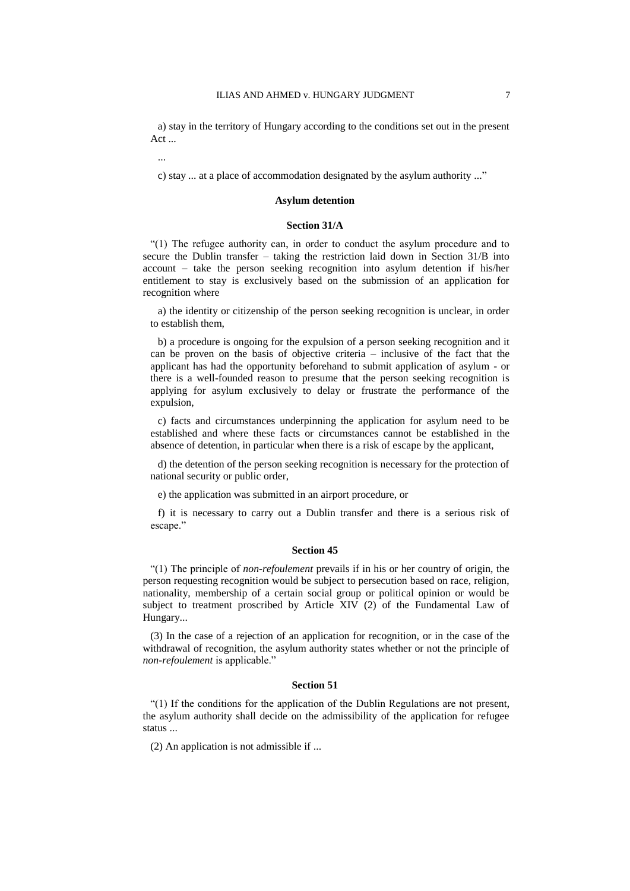a) stay in the territory of Hungary according to the conditions set out in the present Act ...

...

c) stay ... at a place of accommodation designated by the asylum authority ..."

### Asylum detention

#### Section 31/A

"(1) The refugee authority can, in order to conduct the asylum procedure and to secure the Dublin transfer – taking the restriction laid down in Section 31/B into account – take the person seeking recognition into asylum detention if his/her entitlement to stay is exclusively based on the submission of an application for recognition where

a) the identity or citizenship of the person seeking recognition is unclear, in order to establish them,

b) a procedure is ongoing for the expulsion of a person seeking recognition and it can be proven on the basis of objective criteria – inclusive of the fact that the applicant has had the opportunity beforehand to submit application of asylum - or there is a well-founded reason to presume that the person seeking recognition is applying for asylum exclusively to delay or frustrate the performance of the expulsion,

c) facts and circumstances underpinning the application for asylum need to be established and where these facts or circumstances cannot be established in the absence of detention, in particular when there is a risk of escape by the applicant,

d) the detention of the person seeking recognition is necessary for the protection of national security or public order,

e) the application was submitted in an airport procedure, or

f) it is necessary to carry out a Dublin transfer and there is a serious risk of escape."

#### Section 45

"(1) The principle of *non-refoulement* prevails if in his or her country of origin, the person requesting recognition would be subject to persecution based on race, religion, nationality, membership of a certain social group or political opinion or would be subject to treatment proscribed by Article XIV (2) of the Fundamental Law of Hungary...

(3) In the case of a rejection of an application for recognition, or in the case of the withdrawal of recognition, the asylum authority states whether or not the principle of *non-refoulement* is applicable."

#### Section 51

"(1) If the conditions for the application of the Dublin Regulations are not present, the asylum authority shall decide on the admissibility of the application for refugee status ...

(2) An application is not admissible if ...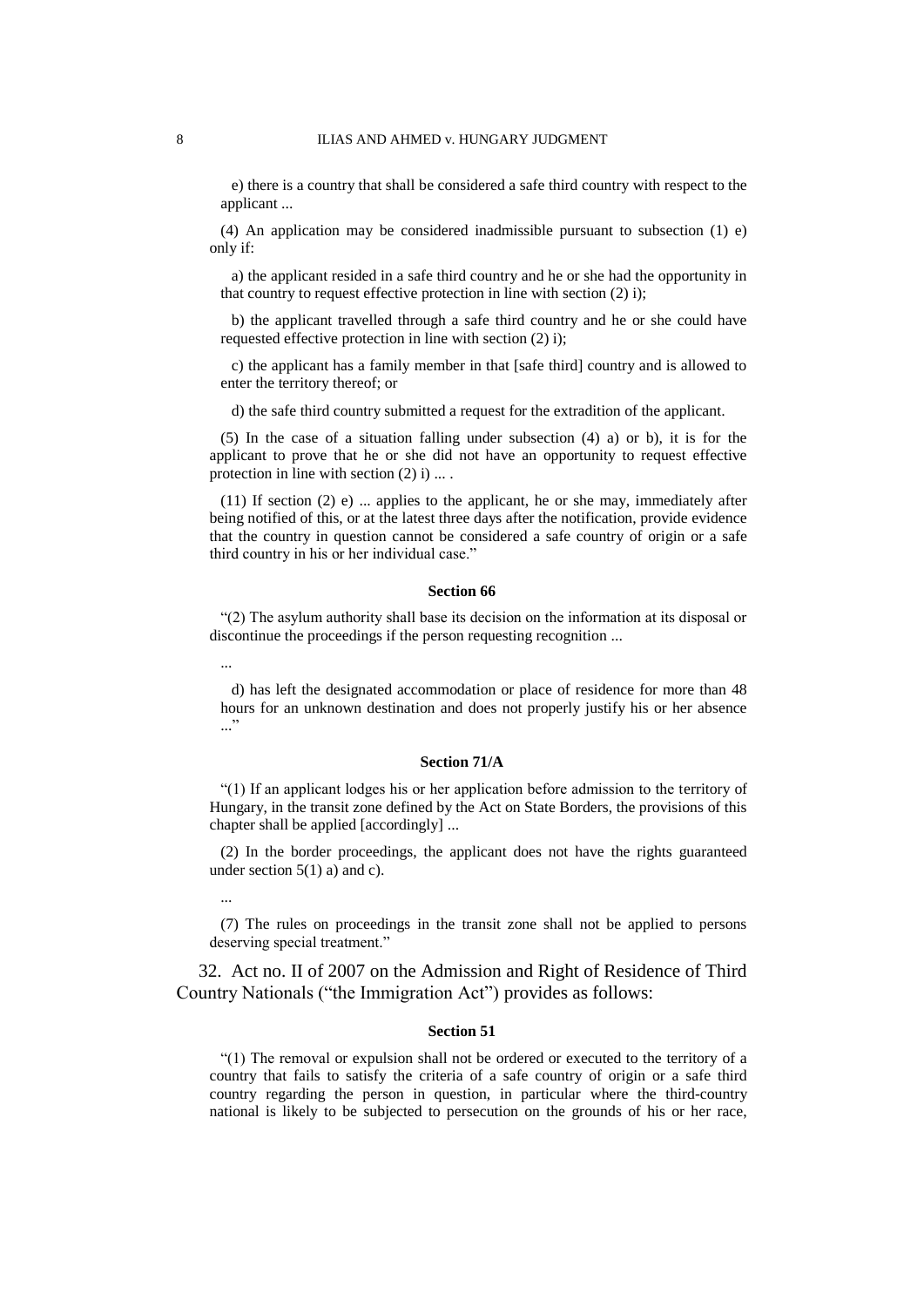e) there is a country that shall be considered a safe third country with respect to the applicant ...

(4) An application may be considered inadmissible pursuant to subsection (1) e) only if:

a) the applicant resided in a safe third country and he or she had the opportunity in that country to request effective protection in line with section (2) i);

b) the applicant travelled through a safe third country and he or she could have requested effective protection in line with section (2) i);

c) the applicant has a family member in that [safe third] country and is allowed to enter the territory thereof; or

d) the safe third country submitted a request for the extradition of the applicant.

(5) In the case of a situation falling under subsection (4) a) or b), it is for the applicant to prove that he or she did not have an opportunity to request effective protection in line with section (2) i) ... .

(11) If section (2) e) ... applies to the applicant, he or she may, immediately after being notified of this, or at the latest three days after the notification, provide evidence that the country in question cannot be considered a safe country of origin or a safe third country in his or her individual case."

#### Section 66

"(2) The asylum authority shall base its decision on the information at its disposal or discontinue the proceedings if the person requesting recognition ...

...

d) has left the designated accommodation or place of residence for more than 48 hours for an unknown destination and does not properly justify his or her absence ..."

#### Section 71/A

"(1) If an applicant lodges his or her application before admission to the territory of Hungary, in the transit zone defined by the Act on State Borders, the provisions of this chapter shall be applied [accordingly] ...

(2) In the border proceedings, the applicant does not have the rights guaranteed under section 5(1) a) and c).

...

(7) The rules on proceedings in the transit zone shall not be applied to persons deserving special treatment."

32. Act no. II of 2007 on the Admission and Right of Residence of Third Country Nationals ("the Immigration Act") provides as follows:

#### Section 51

"(1) The removal or expulsion shall not be ordered or executed to the territory of a country that fails to satisfy the criteria of a safe country of origin or a safe third country regarding the person in question, in particular where the third-country national is likely to be subjected to persecution on the grounds of his or her race,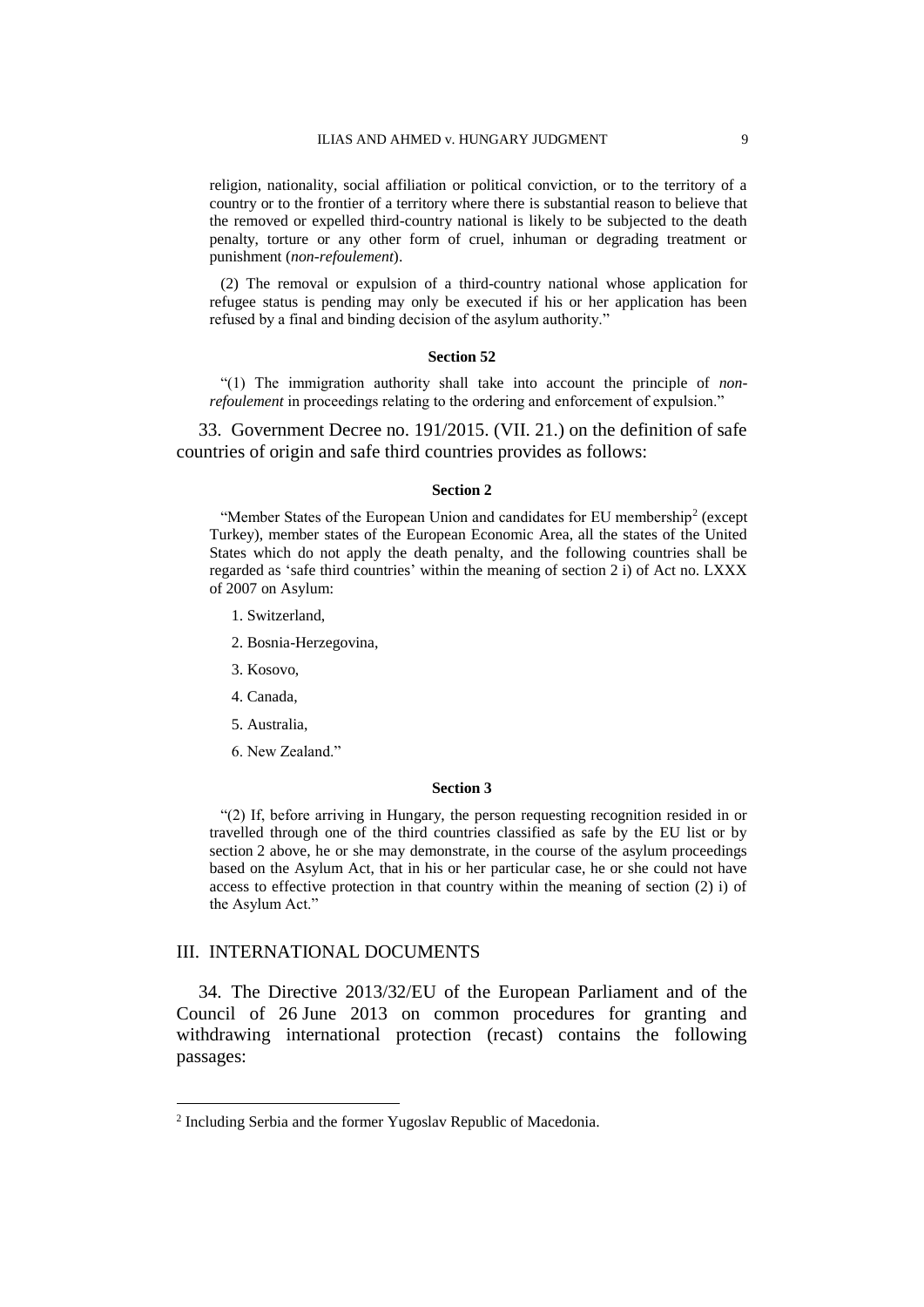religion, nationality, social affiliation or political conviction, or to the territory of a country or to the frontier of a territory where there is substantial reason to believe that the removed or expelled third-country national is likely to be subjected to the death penalty, torture or any other form of cruel, inhuman or degrading treatment or punishment (*non-refoulement*).

(2) The removal or expulsion of a third-country national whose application for refugee status is pending may only be executed if his or her application has been refused by a final and binding decision of the asylum authority."

**Section 52**

"(1) The immigration authority shall take into account the principle of *non-refoulement* in proceedings relating to the ordering and enforcement of expulsion."

33. Government Decree no. 191/2015. (VII. 21.) on the definition of safe countries of origin and safe third countries provides as follows:

**Section 2**

"Member States of the European Union and candidates for EU membership[2] (except Turkey), member states of the European Economic Area, all the states of the United States which do not apply the death penalty, and the following countries shall be regarded as 'safe third countries' within the meaning of section 2 i) of Act no. LXXX of 2007 on Asylum:

1. Switzerland,
2. Bosnia-Herzegovina,
3. Kosovo,
4. Canada,
5. Australia,
6. New Zealand."

**Section 3**

"(2) If, before arriving in Hungary, the person requesting recognition resided in or travelled through one of the third countries classified as safe by the EU list or by section 2 above, he or she may demonstrate, in the course of the asylum proceedings based on the Asylum Act, that in his or her particular case, he or she could not have access to effective protection in that country within the meaning of section (2) i) of the Asylum Act."

## III. INTERNATIONAL DOCUMENTS

34. The Directive 2013/32/EU of the European Parliament and of the Council of 26 June 2013 on common procedures for granting and withdrawing international protection (recast) contains the following passages:

[2] Including Serbia and the former Yugoslav Republic of Macedonia.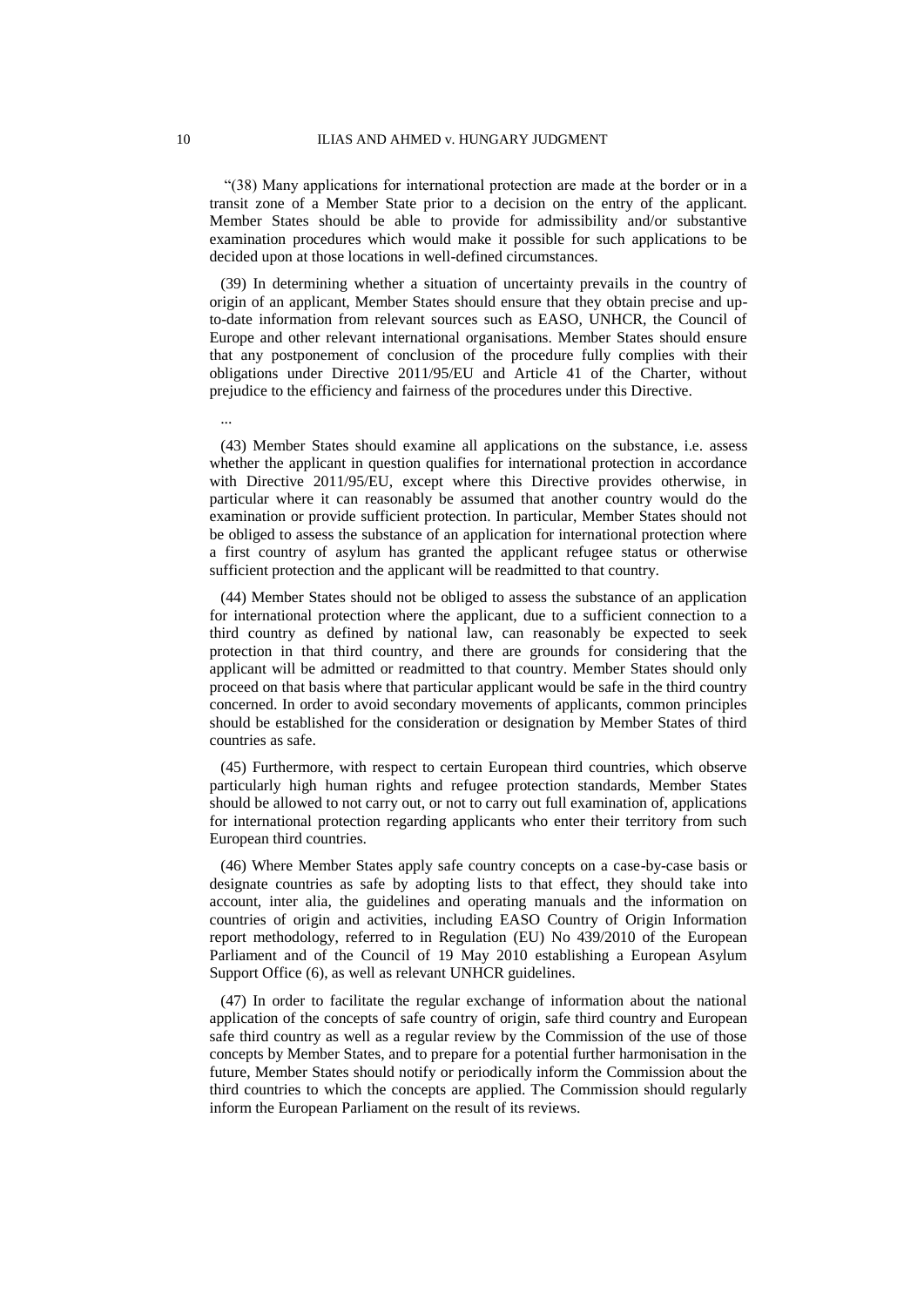"(38) Many applications for international protection are made at the border or in a transit zone of a Member State prior to a decision on the entry of the applicant. Member States should be able to provide for admissibility and/or substantive examination procedures which would make it possible for such applications to be decided upon at those locations in well-defined circumstances.

(39) In determining whether a situation of uncertainty prevails in the country of origin of an applicant, Member States should ensure that they obtain precise and up-to-date information from relevant sources such as EASO, UNHCR, the Council of Europe and other relevant international organisations. Member States should ensure that any postponement of conclusion of the procedure fully complies with their obligations under Directive 2011/95/EU and Article 41 of the Charter, without prejudice to the efficiency and fairness of the procedures under this Directive.

...

(43) Member States should examine all applications on the substance, i.e. assess whether the applicant in question qualifies for international protection in accordance with Directive 2011/95/EU, except where this Directive provides otherwise, in particular where it can reasonably be assumed that another country would do the examination or provide sufficient protection. In particular, Member States should not be obliged to assess the substance of an application for international protection where a first country of asylum has granted the applicant refugee status or otherwise sufficient protection and the applicant will be readmitted to that country.

(44) Member States should not be obliged to assess the substance of an application for international protection where the applicant, due to a sufficient connection to a third country as defined by national law, can reasonably be expected to seek protection in that third country, and there are grounds for considering that the applicant will be admitted or readmitted to that country. Member States should only proceed on that basis where that particular applicant would be safe in the third country concerned. In order to avoid secondary movements of applicants, common principles should be established for the consideration or designation by Member States of third countries as safe.

(45) Furthermore, with respect to certain European third countries, which observe particularly high human rights and refugee protection standards, Member States should be allowed to not carry out, or not to carry out full examination of, applications for international protection regarding applicants who enter their territory from such European third countries.

(46) Where Member States apply safe country concepts on a case-by-case basis or designate countries as safe by adopting lists to that effect, they should take into account, inter alia, the guidelines and operating manuals and the information on countries of origin and activities, including EASO Country of Origin Information report methodology, referred to in Regulation (EU) No 439/2010 of the European Parliament and of the Council of 19 May 2010 establishing a European Asylum Support Office (6), as well as relevant UNHCR guidelines.

(47) In order to facilitate the regular exchange of information about the national application of the concepts of safe country of origin, safe third country and European safe third country as well as a regular review by the Commission of the use of those concepts by Member States, and to prepare for a potential further harmonisation in the future, Member States should notify or periodically inform the Commission about the third countries to which the concepts are applied. The Commission should regularly inform the European Parliament on the result of its reviews.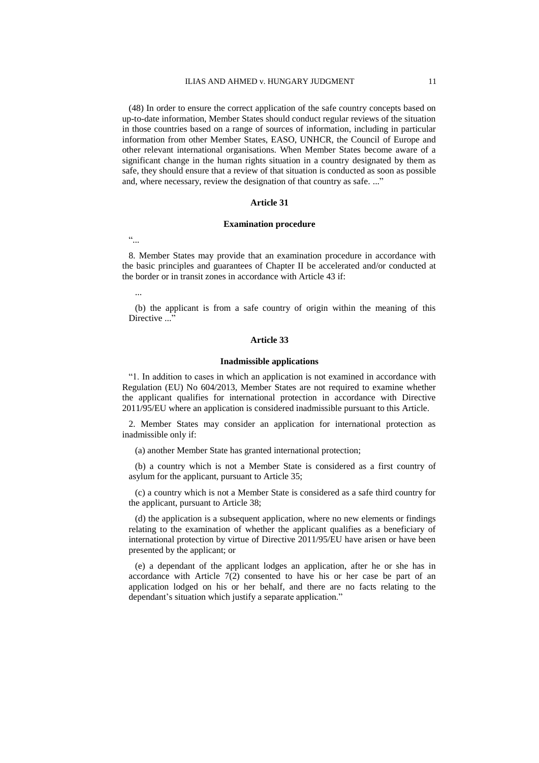(48) In order to ensure the correct application of the safe country concepts based on up-to-date information, Member States should conduct regular reviews of the situation in those countries based on a range of sources of information, including in particular information from other Member States, EASO, UNHCR, the Council of Europe and other relevant international organisations. When Member States become aware of a significant change in the human rights situation in a country designated by them as safe, they should ensure that a review of that situation is conducted as soon as possible and, where necessary, review the designation of that country as safe. ..."

**Article 31**

**Examination procedure**

"...

8. Member States may provide that an examination procedure in accordance with the basic principles and guarantees of Chapter II be accelerated and/or conducted at the border or in transit zones in accordance with Article 43 if:

...

(b) the applicant is from a safe country of origin within the meaning of this Directive ..."

**Article 33**

**Inadmissible applications**

"1. In addition to cases in which an application is not examined in accordance with Regulation (EU) No 604/2013, Member States are not required to examine whether the applicant qualifies for international protection in accordance with Directive 2011/95/EU where an application is considered inadmissible pursuant to this Article.

2. Member States may consider an application for international protection as inadmissible only if:

(a) another Member State has granted international protection;

(b) a country which is not a Member State is considered as a first country of asylum for the applicant, pursuant to Article 35;

(c) a country which is not a Member State is considered as a safe third country for the applicant, pursuant to Article 38;

(d) the application is a subsequent application, where no new elements or findings relating to the examination of whether the applicant qualifies as a beneficiary of international protection by virtue of Directive 2011/95/EU have arisen or have been presented by the applicant; or

(e) a dependant of the applicant lodges an application, after he or she has in accordance with Article 7(2) consented to have his or her case be part of an application lodged on his or her behalf, and there are no facts relating to the dependant's situation which justify a separate application."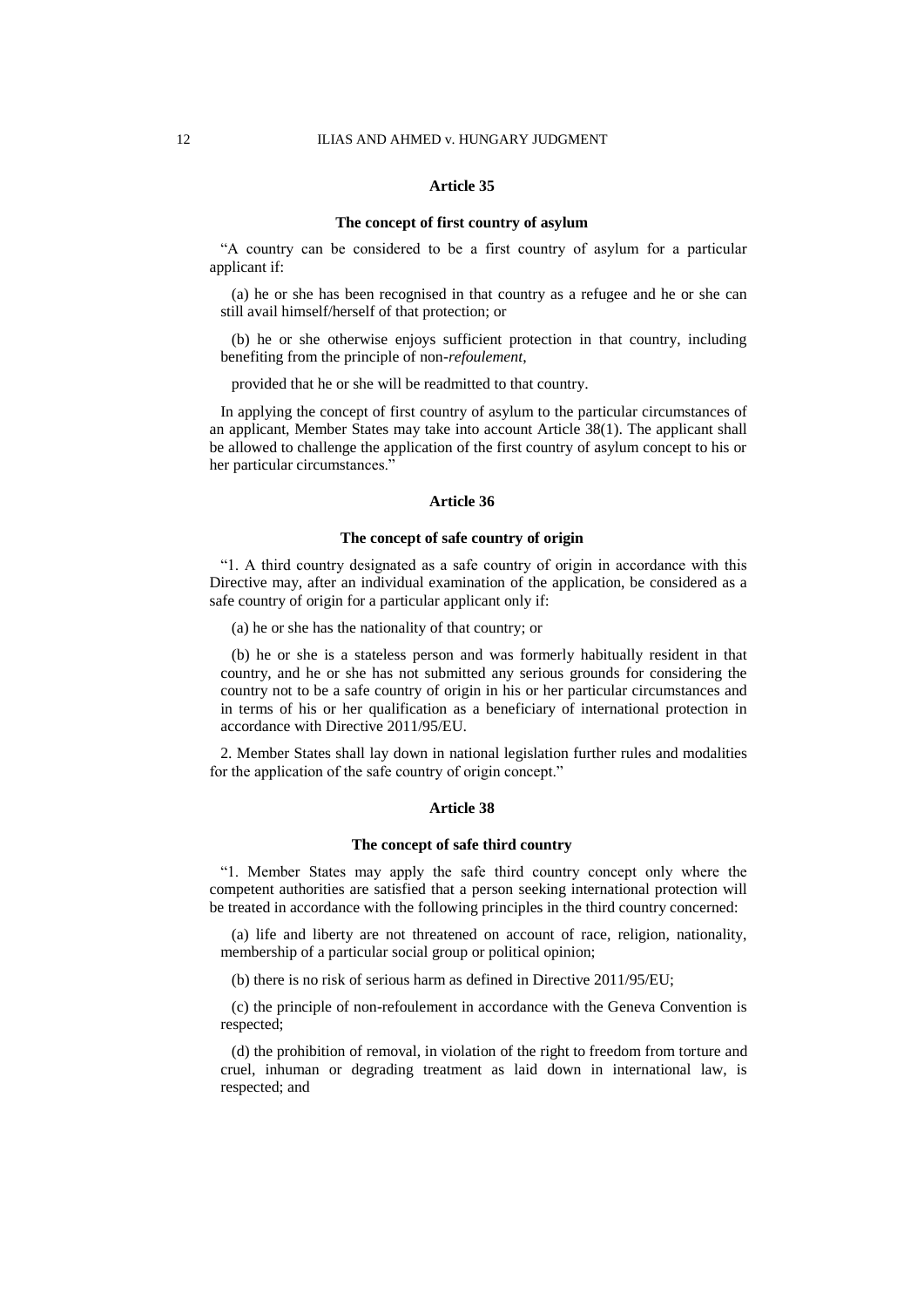### Article 35

#### The concept of first country of asylum

"A country can be considered to be a first country of asylum for a particular applicant if:

(a) he or she has been recognised in that country as a refugee and he or she can still avail himself/herself of that protection; or

(b) he or she otherwise enjoys sufficient protection in that country, including benefiting from the principle of non-*refoulement*,

provided that he or she will be readmitted to that country.

In applying the concept of first country of asylum to the particular circumstances of an applicant, Member States may take into account Article 38(1). The applicant shall be allowed to challenge the application of the first country of asylum concept to his or her particular circumstances."

### Article 36

#### The concept of safe country of origin

"1. A third country designated as a safe country of origin in accordance with this Directive may, after an individual examination of the application, be considered as a safe country of origin for a particular applicant only if:

(a) he or she has the nationality of that country; or

(b) he or she is a stateless person and was formerly habitually resident in that country, and he or she has not submitted any serious grounds for considering the country not to be a safe country of origin in his or her particular circumstances and in terms of his or her qualification as a beneficiary of international protection in accordance with Directive 2011/95/EU.

2. Member States shall lay down in national legislation further rules and modalities for the application of the safe country of origin concept."

### Article 38

#### The concept of safe third country

"1. Member States may apply the safe third country concept only where the competent authorities are satisfied that a person seeking international protection will be treated in accordance with the following principles in the third country concerned:

(a) life and liberty are not threatened on account of race, religion, nationality, membership of a particular social group or political opinion;

(b) there is no risk of serious harm as defined in Directive 2011/95/EU;

(c) the principle of non-refoulement in accordance with the Geneva Convention is respected;

(d) the prohibition of removal, in violation of the right to freedom from torture and cruel, inhuman or degrading treatment as laid down in international law, is respected; and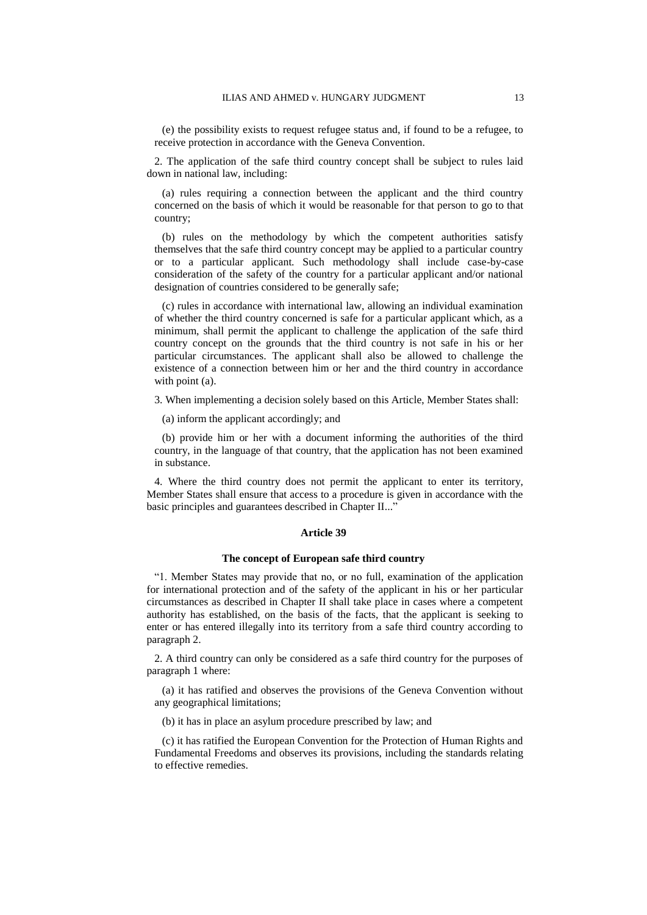(e) the possibility exists to request refugee status and, if found to be a refugee, to receive protection in accordance with the Geneva Convention.

2. The application of the safe third country concept shall be subject to rules laid down in national law, including:

(a) rules requiring a connection between the applicant and the third country concerned on the basis of which it would be reasonable for that person to go to that country;

(b) rules on the methodology by which the competent authorities satisfy themselves that the safe third country concept may be applied to a particular country or to a particular applicant. Such methodology shall include case-by-case consideration of the safety of the country for a particular applicant and/or national designation of countries considered to be generally safe;

(c) rules in accordance with international law, allowing an individual examination of whether the third country concerned is safe for a particular applicant which, as a minimum, shall permit the applicant to challenge the application of the safe third country concept on the grounds that the third country is not safe in his or her particular circumstances. The applicant shall also be allowed to challenge the existence of a connection between him or her and the third country in accordance with point (a).

3. When implementing a decision solely based on this Article, Member States shall:

(a) inform the applicant accordingly; and

(b) provide him or her with a document informing the authorities of the third country, in the language of that country, that the application has not been examined in substance.

4. Where the third country does not permit the applicant to enter its territory, Member States shall ensure that access to a procedure is given in accordance with the basic principles and guarantees described in Chapter II..."

**Article 39**

**The concept of European safe third country**

"1. Member States may provide that no, or no full, examination of the application for international protection and of the safety of the applicant in his or her particular circumstances as described in Chapter II shall take place in cases where a competent authority has established, on the basis of the facts, that the applicant is seeking to enter or has entered illegally into its territory from a safe third country according to paragraph 2.

2. A third country can only be considered as a safe third country for the purposes of paragraph 1 where:

(a) it has ratified and observes the provisions of the Geneva Convention without any geographical limitations;

(b) it has in place an asylum procedure prescribed by law; and

(c) it has ratified the European Convention for the Protection of Human Rights and Fundamental Freedoms and observes its provisions, including the standards relating to effective remedies.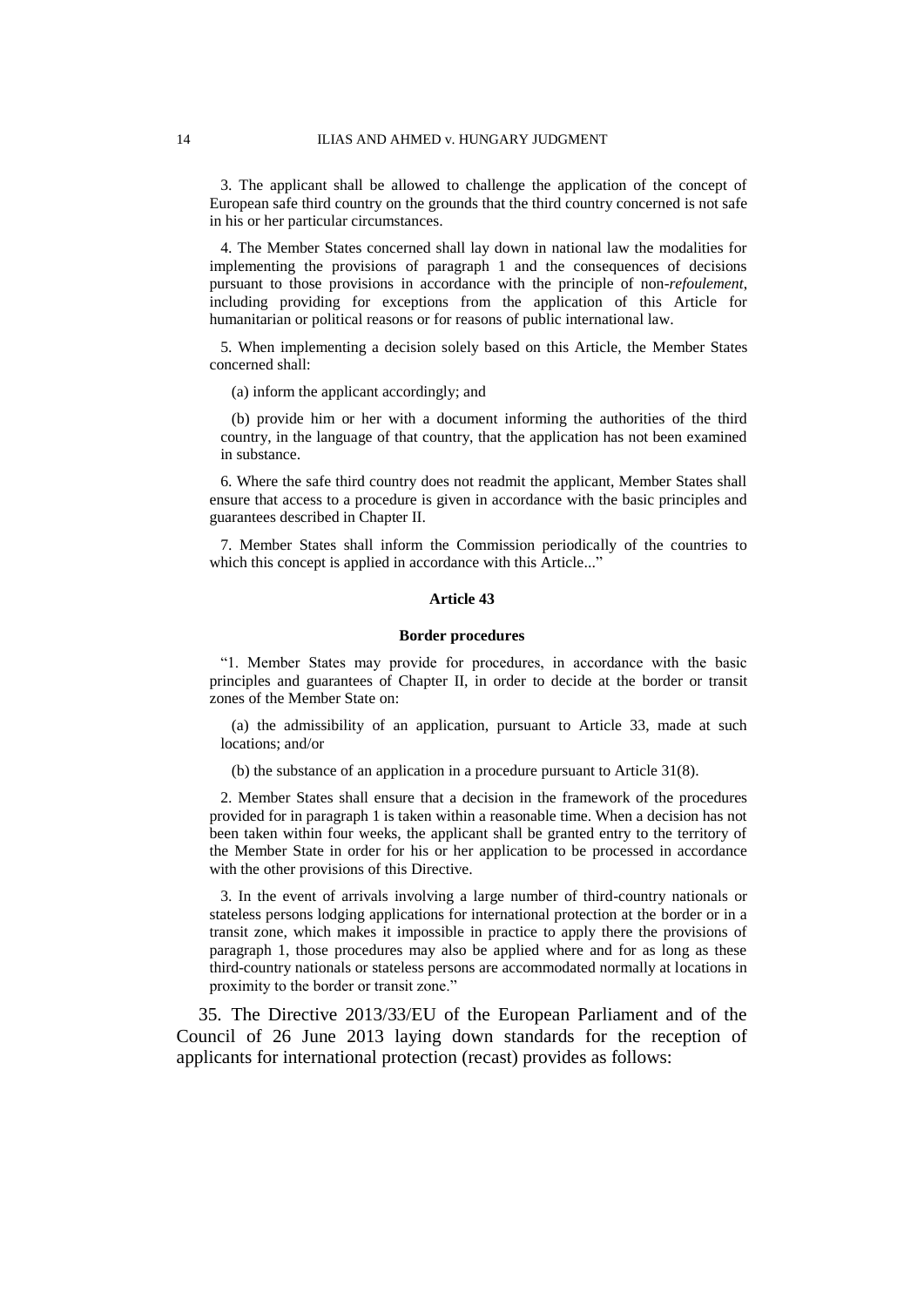3. The applicant shall be allowed to challenge the application of the concept of European safe third country on the grounds that the third country concerned is not safe in his or her particular circumstances.

4. The Member States concerned shall lay down in national law the modalities for implementing the provisions of paragraph 1 and the consequences of decisions pursuant to those provisions in accordance with the principle of non-*refoulement*, including providing for exceptions from the application of this Article for humanitarian or political reasons or for reasons of public international law.

5. When implementing a decision solely based on this Article, the Member States concerned shall:

(a) inform the applicant accordingly; and

(b) provide him or her with a document informing the authorities of the third country, in the language of that country, that the application has not been examined in substance.

6. Where the safe third country does not readmit the applicant, Member States shall ensure that access to a procedure is given in accordance with the basic principles and guarantees described in Chapter II.

7. Member States shall inform the Commission periodically of the countries to which this concept is applied in accordance with this Article..."

**Article 43**

**Border procedures**

"1. Member States may provide for procedures, in accordance with the basic principles and guarantees of Chapter II, in order to decide at the border or transit zones of the Member State on:

(a) the admissibility of an application, pursuant to Article 33, made at such locations; and/or

(b) the substance of an application in a procedure pursuant to Article 31(8).

2. Member States shall ensure that a decision in the framework of the procedures provided for in paragraph 1 is taken within a reasonable time. When a decision has not been taken within four weeks, the applicant shall be granted entry to the territory of the Member State in order for his or her application to be processed in accordance with the other provisions of this Directive.

3. In the event of arrivals involving a large number of third-country nationals or stateless persons lodging applications for international protection at the border or in a transit zone, which makes it impossible in practice to apply there the provisions of paragraph 1, those procedures may also be applied where and for as long as these third-country nationals or stateless persons are accommodated normally at locations in proximity to the border or transit zone."

35. The Directive 2013/33/EU of the European Parliament and of the Council of 26 June 2013 laying down standards for the reception of applicants for international protection (recast) provides as follows: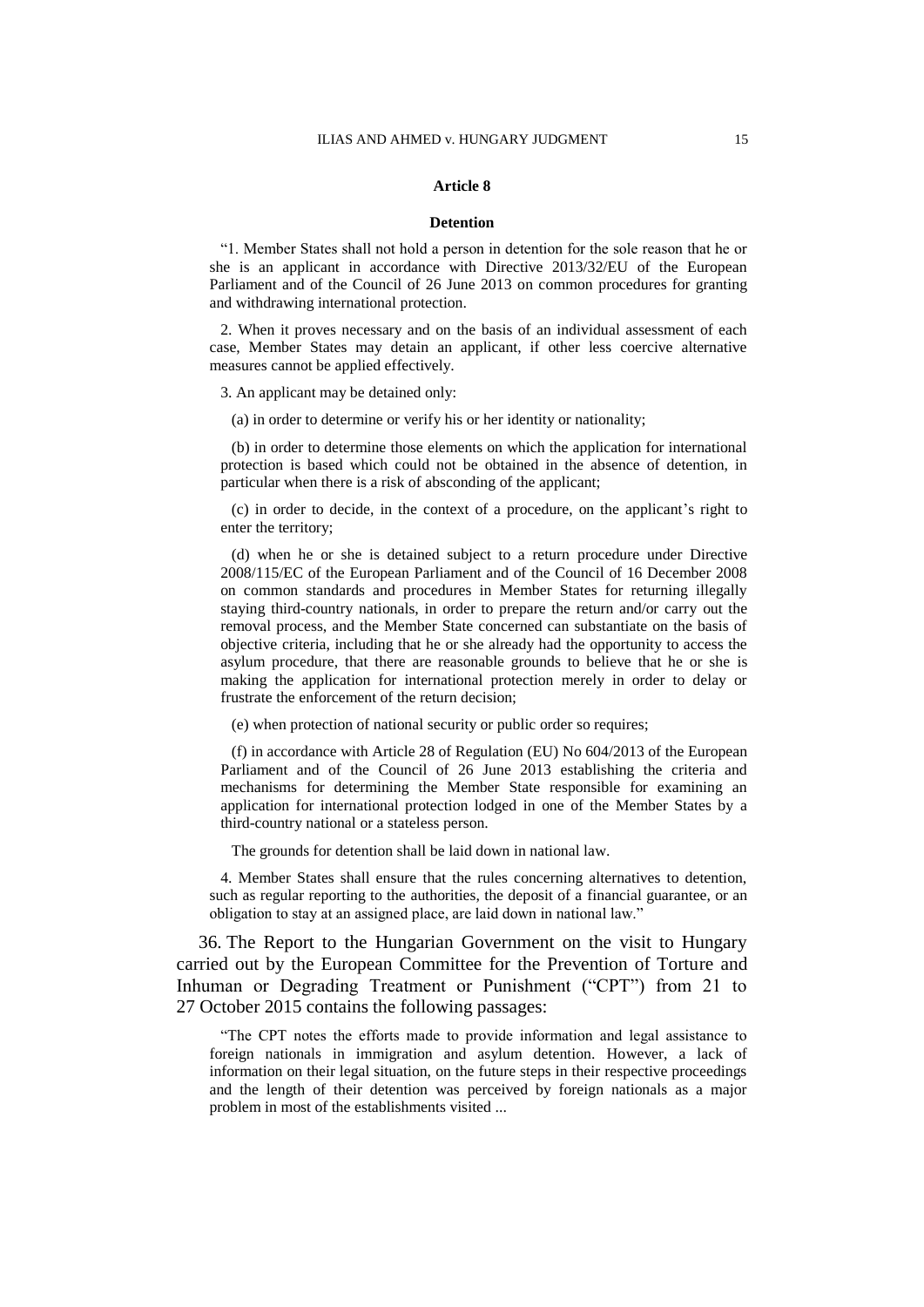**Article 8**

**Detention**

"1. Member States shall not hold a person in detention for the sole reason that he or she is an applicant in accordance with Directive 2013/32/EU of the European Parliament and of the Council of 26 June 2013 on common procedures for granting and withdrawing international protection.

2. When it proves necessary and on the basis of an individual assessment of each case, Member States may detain an applicant, if other less coercive alternative measures cannot be applied effectively.

3. An applicant may be detained only:

(a) in order to determine or verify his or her identity or nationality;

(b) in order to determine those elements on which the application for international protection is based which could not be obtained in the absence of detention, in particular when there is a risk of absconding of the applicant;

(c) in order to decide, in the context of a procedure, on the applicant's right to enter the territory;

(d) when he or she is detained subject to a return procedure under Directive 2008/115/EC of the European Parliament and of the Council of 16 December 2008 on common standards and procedures in Member States for returning illegally staying third-country nationals, in order to prepare the return and/or carry out the removal process, and the Member State concerned can substantiate on the basis of objective criteria, including that he or she already had the opportunity to access the asylum procedure, that there are reasonable grounds to believe that he or she is making the application for international protection merely in order to delay or frustrate the enforcement of the return decision;

(e) when protection of national security or public order so requires;

(f) in accordance with Article 28 of Regulation (EU) No 604/2013 of the European Parliament and of the Council of 26 June 2013 establishing the criteria and mechanisms for determining the Member State responsible for examining an application for international protection lodged in one of the Member States by a third-country national or a stateless person.

The grounds for detention shall be laid down in national law.

4. Member States shall ensure that the rules concerning alternatives to detention, such as regular reporting to the authorities, the deposit of a financial guarantee, or an obligation to stay at an assigned place, are laid down in national law."

36. The Report to the Hungarian Government on the visit to Hungary carried out by the European Committee for the Prevention of Torture and Inhuman or Degrading Treatment or Punishment ("CPT") from 21 to 27 October 2015 contains the following passages:

"The CPT notes the efforts made to provide information and legal assistance to foreign nationals in immigration and asylum detention. However, a lack of information on their legal situation, on the future steps in their respective proceedings and the length of their detention was perceived by foreign nationals as a major problem in most of the establishments visited ...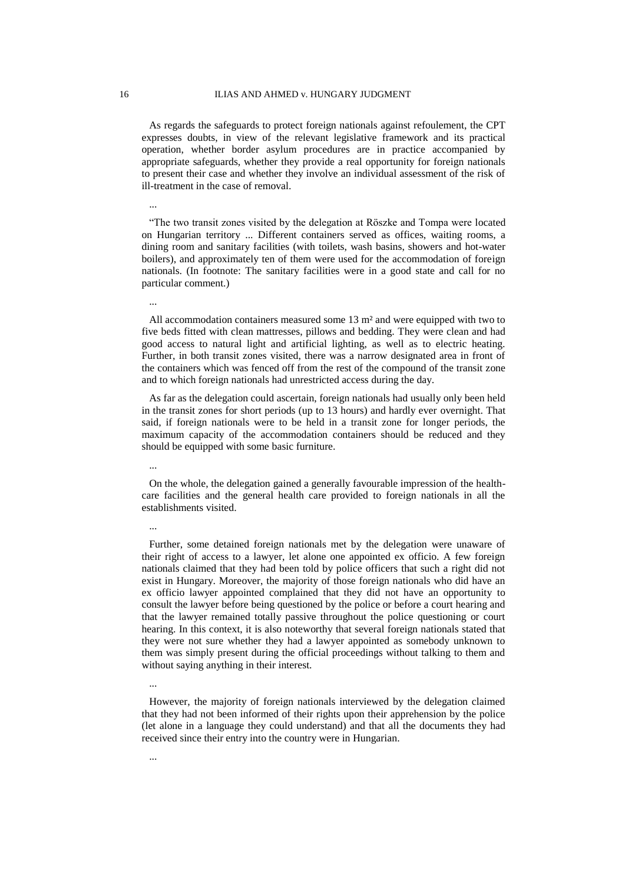As regards the safeguards to protect foreign nationals against refoulement, the CPT expresses doubts, in view of the relevant legislative framework and its practical operation, whether border asylum procedures are in practice accompanied by appropriate safeguards, whether they provide a real opportunity for foreign nationals to present their case and whether they involve an individual assessment of the risk of ill-treatment in the case of removal.

...

"The two transit zones visited by the delegation at Röszke and Tompa were located on Hungarian territory ... Different containers served as offices, waiting rooms, a dining room and sanitary facilities (with toilets, wash basins, showers and hot-water boilers), and approximately ten of them were used for the accommodation of foreign nationals. (In footnote: The sanitary facilities were in a good state and call for no particular comment.)

...

All accommodation containers measured some 13 m² and were equipped with two to five beds fitted with clean mattresses, pillows and bedding. They were clean and had good access to natural light and artificial lighting, as well as to electric heating. Further, in both transit zones visited, there was a narrow designated area in front of the containers which was fenced off from the rest of the compound of the transit zone and to which foreign nationals had unrestricted access during the day.

As far as the delegation could ascertain, foreign nationals had usually only been held in the transit zones for short periods (up to 13 hours) and hardly ever overnight. That said, if foreign nationals were to be held in a transit zone for longer periods, the maximum capacity of the accommodation containers should be reduced and they should be equipped with some basic furniture.

...

On the whole, the delegation gained a generally favourable impression of the health-care facilities and the general health care provided to foreign nationals in all the establishments visited.

...

Further, some detained foreign nationals met by the delegation were unaware of their right of access to a lawyer, let alone one appointed ex officio. A few foreign nationals claimed that they had been told by police officers that such a right did not exist in Hungary. Moreover, the majority of those foreign nationals who did have an ex officio lawyer appointed complained that they did not have an opportunity to consult the lawyer before being questioned by the police or before a court hearing and that the lawyer remained totally passive throughout the police questioning or court hearing. In this context, it is also noteworthy that several foreign nationals stated that they were not sure whether they had a lawyer appointed as somebody unknown to them was simply present during the official proceedings without talking to them and without saying anything in their interest.

...

However, the majority of foreign nationals interviewed by the delegation claimed that they had not been informed of their rights upon their apprehension by the police (let alone in a language they could understand) and that all the documents they had received since their entry into the country were in Hungarian.

...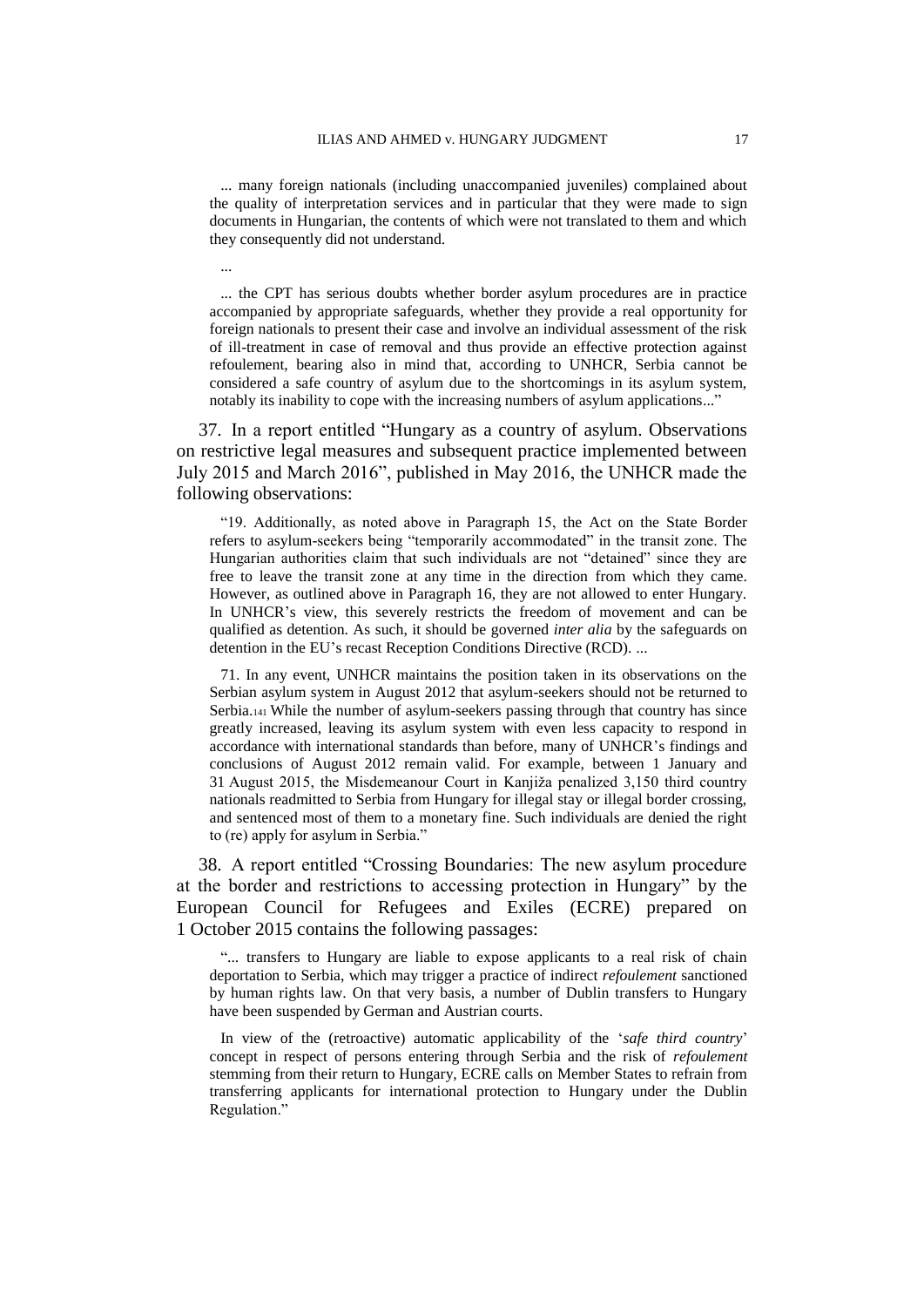> ... many foreign nationals (including unaccompanied juveniles) complained about the quality of interpretation services and in particular that they were made to sign documents in Hungarian, the contents of which were not translated to them and which they consequently did not understand.
>
> ...
>
> ... the CPT has serious doubts whether border asylum procedures are in practice accompanied by appropriate safeguards, whether they provide a real opportunity for foreign nationals to present their case and involve an individual assessment of the risk of ill-treatment in case of removal and thus provide an effective protection against refoulement, bearing also in mind that, according to UNHCR, Serbia cannot be considered a safe country of asylum due to the shortcomings in its asylum system, notably its inability to cope with the increasing numbers of asylum applications..."

37. In a report entitled "Hungary as a country of asylum. Observations on restrictive legal measures and subsequent practice implemented between July 2015 and March 2016", published in May 2016, the UNHCR made the following observations:

> "19. Additionally, as noted above in Paragraph 15, the Act on the State Border refers to asylum-seekers being "temporarily accommodated" in the transit zone. The Hungarian authorities claim that such individuals are not "detained" since they are free to leave the transit zone at any time in the direction from which they came. However, as outlined above in Paragraph 16, they are not allowed to enter Hungary. In UNHCR's view, this severely restricts the freedom of movement and can be qualified as detention. As such, it should be governed *inter alia* by the safeguards on detention in the EU's recast Reception Conditions Directive (RCD). ...
>
> 71. In any event, UNHCR maintains the position taken in its observations on the Serbian asylum system in August 2012 that asylum-seekers should not be returned to Serbia.[141] While the number of asylum-seekers passing through that country has since greatly increased, leaving its asylum system with even less capacity to respond in accordance with international standards than before, many of UNHCR's findings and conclusions of August 2012 remain valid. For example, between 1 January and 31 August 2015, the Misdemeanour Court in Kanjiža penalized 3,150 third country nationals readmitted to Serbia from Hungary for illegal stay or illegal border crossing, and sentenced most of them to a monetary fine. Such individuals are denied the right to (re) apply for asylum in Serbia."

38. A report entitled "Crossing Boundaries: The new asylum procedure at the border and restrictions to accessing protection in Hungary" by the European Council for Refugees and Exiles (ECRE) prepared on 1 October 2015 contains the following passages:

> "... transfers to Hungary are liable to expose applicants to a real risk of chain deportation to Serbia, which may trigger a practice of indirect *refoulement* sanctioned by human rights law. On that very basis, a number of Dublin transfers to Hungary have been suspended by German and Austrian courts.
>
> In view of the (retroactive) automatic applicability of the '*safe third country*' concept in respect of persons entering through Serbia and the risk of *refoulement* stemming from their return to Hungary, ECRE calls on Member States to refrain from transferring applicants for international protection to Hungary under the Dublin Regulation."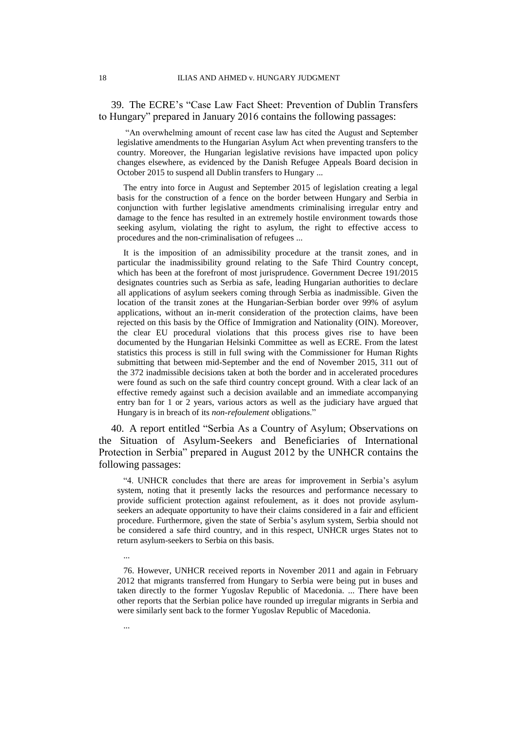39. The ECRE's "Case Law Fact Sheet: Prevention of Dublin Transfers to Hungary" prepared in January 2016 contains the following passages:

> "An overwhelming amount of recent case law has cited the August and September legislative amendments to the Hungarian Asylum Act when preventing transfers to the country. Moreover, the Hungarian legislative revisions have impacted upon policy changes elsewhere, as evidenced by the Danish Refugee Appeals Board decision in October 2015 to suspend all Dublin transfers to Hungary ...
>
> The entry into force in August and September 2015 of legislation creating a legal basis for the construction of a fence on the border between Hungary and Serbia in conjunction with further legislative amendments criminalising irregular entry and damage to the fence has resulted in an extremely hostile environment towards those seeking asylum, violating the right to asylum, the right to effective access to procedures and the non-criminalisation of refugees ...
>
> It is the imposition of an admissibility procedure at the transit zones, and in particular the inadmissibility ground relating to the Safe Third Country concept, which has been at the forefront of most jurisprudence. Government Decree 191/2015 designates countries such as Serbia as safe, leading Hungarian authorities to declare all applications of asylum seekers coming through Serbia as inadmissible. Given the location of the transit zones at the Hungarian-Serbian border over 99% of asylum applications, without an in-merit consideration of the protection claims, have been rejected on this basis by the Office of Immigration and Nationality (OIN). Moreover, the clear EU procedural violations that this process gives rise to have been documented by the Hungarian Helsinki Committee as well as ECRE. From the latest statistics this process is still in full swing with the Commissioner for Human Rights submitting that between mid-September and the end of November 2015, 311 out of the 372 inadmissible decisions taken at both the border and in accelerated procedures were found as such on the safe third country concept ground. With a clear lack of an effective remedy against such a decision available and an immediate accompanying entry ban for 1 or 2 years, various actors as well as the judiciary have argued that Hungary is in breach of its *non-refoulement* obligations."

40. A report entitled "Serbia As a Country of Asylum; Observations on the Situation of Asylum-Seekers and Beneficiaries of International Protection in Serbia" prepared in August 2012 by the UNHCR contains the following passages:

> "4. UNHCR concludes that there are areas for improvement in Serbia's asylum system, noting that it presently lacks the resources and performance necessary to provide sufficient protection against refoulement, as it does not provide asylum-seekers an adequate opportunity to have their claims considered in a fair and efficient procedure. Furthermore, given the state of Serbia's asylum system, Serbia should not be considered a safe third country, and in this respect, UNHCR urges States not to return asylum-seekers to Serbia on this basis.
>
> ...
>
> 76. However, UNHCR received reports in November 2011 and again in February 2012 that migrants transferred from Hungary to Serbia were being put in buses and taken directly to the former Yugoslav Republic of Macedonia. ... There have been other reports that the Serbian police have rounded up irregular migrants in Serbia and were similarly sent back to the former Yugoslav Republic of Macedonia.
>
> ...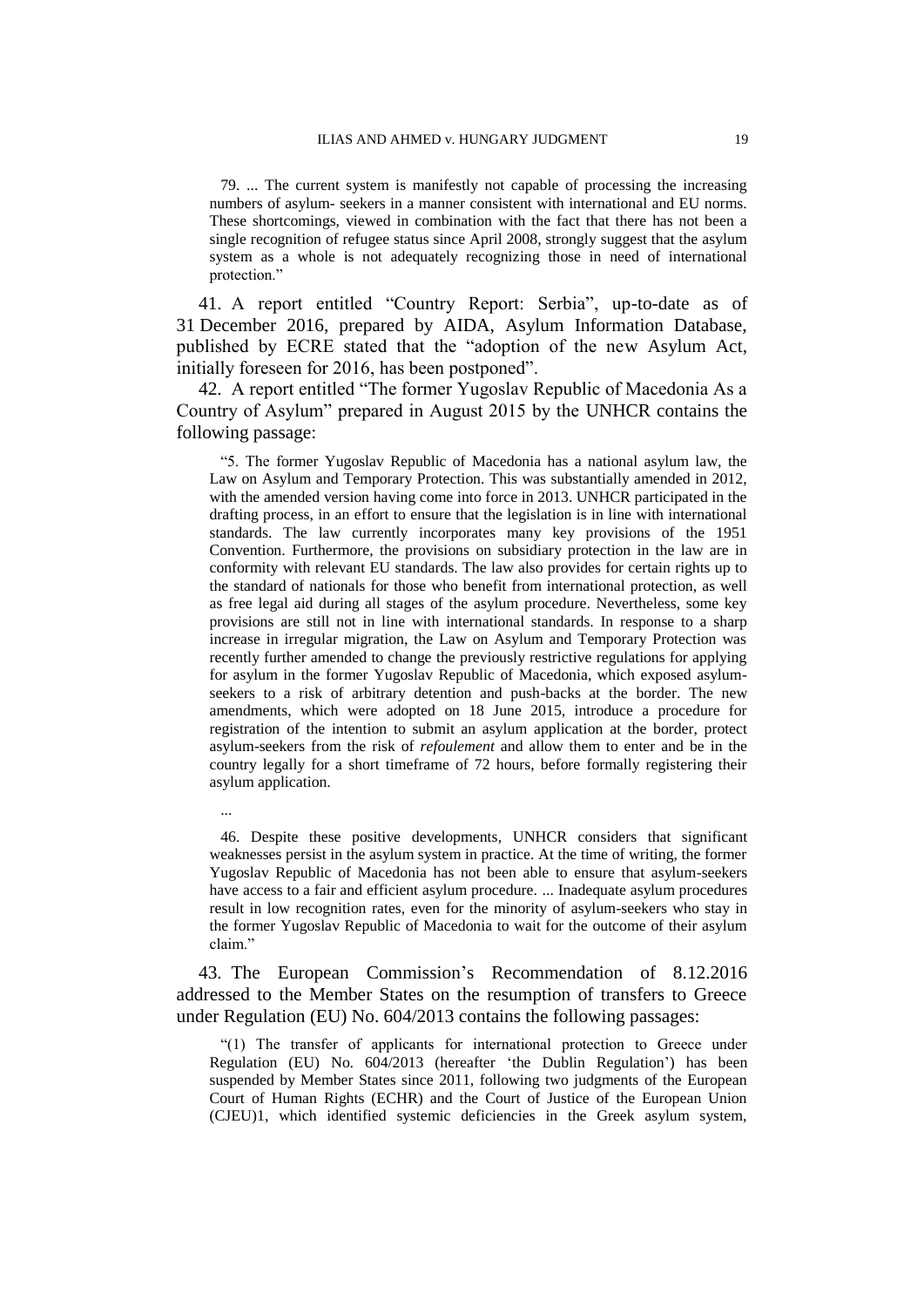> 79. ... The current system is manifestly not capable of processing the increasing numbers of asylum- seekers in a manner consistent with international and EU norms. These shortcomings, viewed in combination with the fact that there has not been a single recognition of refugee status since April 2008, strongly suggest that the asylum system as a whole is not adequately recognizing those in need of international protection."

41. A report entitled "Country Report: Serbia", up-to-date as of 31 December 2016, prepared by AIDA, Asylum Information Database, published by ECRE stated that the "adoption of the new Asylum Act, initially foreseen for 2016, has been postponed".

42. A report entitled "The former Yugoslav Republic of Macedonia As a Country of Asylum" prepared in August 2015 by the UNHCR contains the following passage:

> "5. The former Yugoslav Republic of Macedonia has a national asylum law, the Law on Asylum and Temporary Protection. This was substantially amended in 2012, with the amended version having come into force in 2013. UNHCR participated in the drafting process, in an effort to ensure that the legislation is in line with international standards. The law currently incorporates many key provisions of the 1951 Convention. Furthermore, the provisions on subsidiary protection in the law are in conformity with relevant EU standards. The law also provides for certain rights up to the standard of nationals for those who benefit from international protection, as well as free legal aid during all stages of the asylum procedure. Nevertheless, some key provisions are still not in line with international standards. In response to a sharp increase in irregular migration, the Law on Asylum and Temporary Protection was recently further amended to change the previously restrictive regulations for applying for asylum in the former Yugoslav Republic of Macedonia, which exposed asylum-seekers to a risk of arbitrary detention and push-backs at the border. The new amendments, which were adopted on 18 June 2015, introduce a procedure for registration of the intention to submit an asylum application at the border, protect asylum-seekers from the risk of *refoulement* and allow them to enter and be in the country legally for a short timeframe of 72 hours, before formally registering their asylum application.
>
> ...
>
> 46. Despite these positive developments, UNHCR considers that significant weaknesses persist in the asylum system in practice. At the time of writing, the former Yugoslav Republic of Macedonia has not been able to ensure that asylum-seekers have access to a fair and efficient asylum procedure. ... Inadequate asylum procedures result in low recognition rates, even for the minority of asylum-seekers who stay in the former Yugoslav Republic of Macedonia to wait for the outcome of their asylum claim."

43. The European Commission's Recommendation of 8.12.2016 addressed to the Member States on the resumption of transfers to Greece under Regulation (EU) No. 604/2013 contains the following passages:

> "(1) The transfer of applicants for international protection to Greece under Regulation (EU) No. 604/2013 (hereafter 'the Dublin Regulation') has been suspended by Member States since 2011, following two judgments of the European Court of Human Rights (ECHR) and the Court of Justice of the European Union (CJEU)1, which identified systemic deficiencies in the Greek asylum system,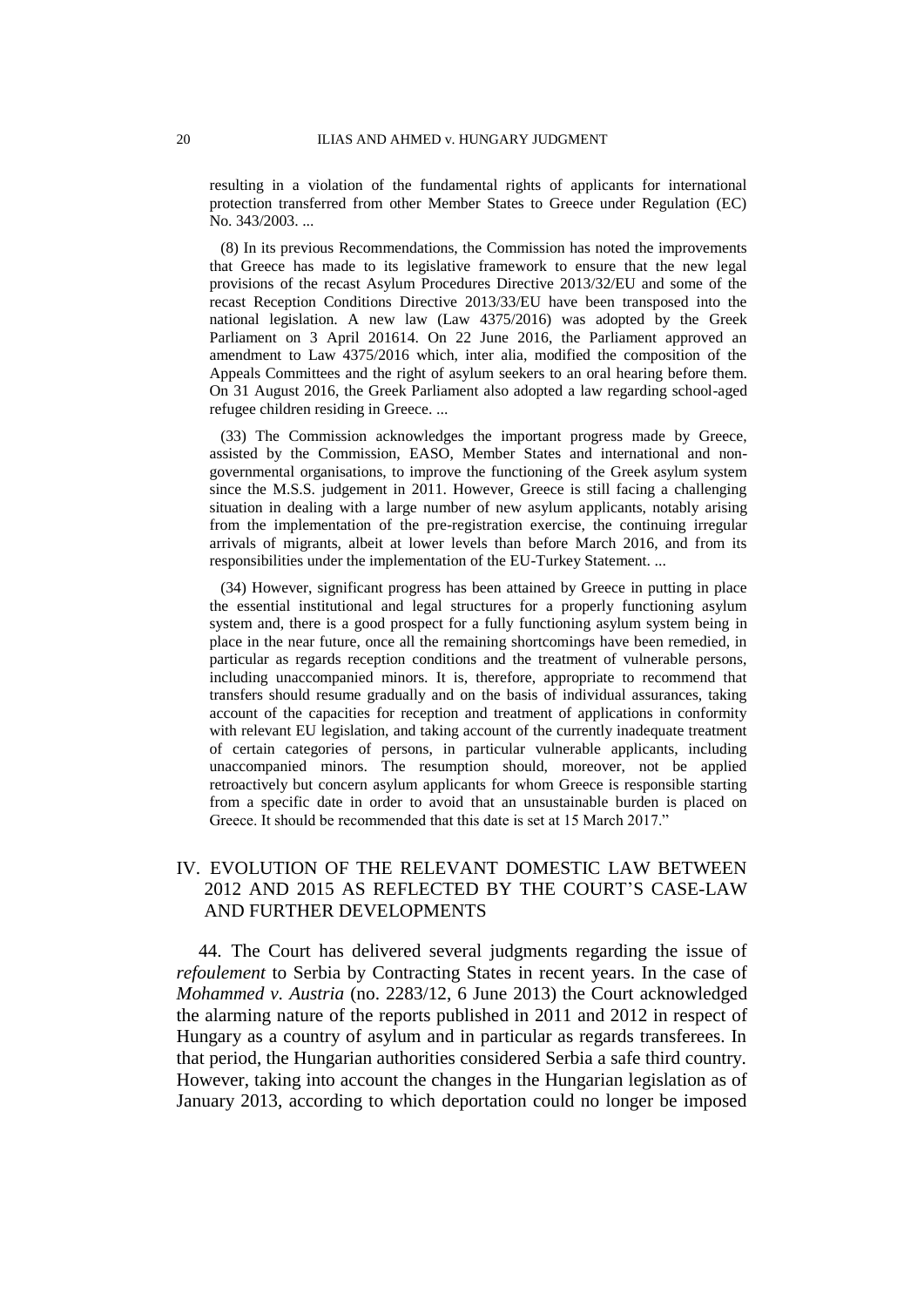resulting in a violation of the fundamental rights of applicants for international protection transferred from other Member States to Greece under Regulation (EC) No. 343/2003. ...

(8) In its previous Recommendations, the Commission has noted the improvements that Greece has made to its legislative framework to ensure that the new legal provisions of the recast Asylum Procedures Directive 2013/32/EU and some of the recast Reception Conditions Directive 2013/33/EU have been transposed into the national legislation. A new law (Law 4375/2016) was adopted by the Greek Parliament on 3 April 201614. On 22 June 2016, the Parliament approved an amendment to Law 4375/2016 which, inter alia, modified the composition of the Appeals Committees and the right of asylum seekers to an oral hearing before them. On 31 August 2016, the Greek Parliament also adopted a law regarding school-aged refugee children residing in Greece. ...

(33) The Commission acknowledges the important progress made by Greece, assisted by the Commission, EASO, Member States and international and non-governmental organisations, to improve the functioning of the Greek asylum system since the M.S.S. judgement in 2011. However, Greece is still facing a challenging situation in dealing with a large number of new asylum applicants, notably arising from the implementation of the pre-registration exercise, the continuing irregular arrivals of migrants, albeit at lower levels than before March 2016, and from its responsibilities under the implementation of the EU-Turkey Statement. ...

(34) However, significant progress has been attained by Greece in putting in place the essential institutional and legal structures for a properly functioning asylum system and, there is a good prospect for a fully functioning asylum system being in place in the near future, once all the remaining shortcomings have been remedied, in particular as regards reception conditions and the treatment of vulnerable persons, including unaccompanied minors. It is, therefore, appropriate to recommend that transfers should resume gradually and on the basis of individual assurances, taking account of the capacities for reception and treatment of applications in conformity with relevant EU legislation, and taking account of the currently inadequate treatment of certain categories of persons, in particular vulnerable applicants, including unaccompanied minors. The resumption should, moreover, not be applied retroactively but concern asylum applicants for whom Greece is responsible starting from a specific date in order to avoid that an unsustainable burden is placed on Greece. It should be recommended that this date is set at 15 March 2017."

## IV. EVOLUTION OF THE RELEVANT DOMESTIC LAW BETWEEN 2012 AND 2015 AS REFLECTED BY THE COURT'S CASE-LAW AND FURTHER DEVELOPMENTS

44. The Court has delivered several judgments regarding the issue of *refoulement* to Serbia by Contracting States in recent years. In the case of *Mohammed v. Austria* (no. 2283/12, 6 June 2013) the Court acknowledged the alarming nature of the reports published in 2011 and 2012 in respect of Hungary as a country of asylum and in particular as regards transferees. In that period, the Hungarian authorities considered Serbia a safe third country. However, taking into account the changes in the Hungarian legislation as of January 2013, according to which deportation could no longer be imposed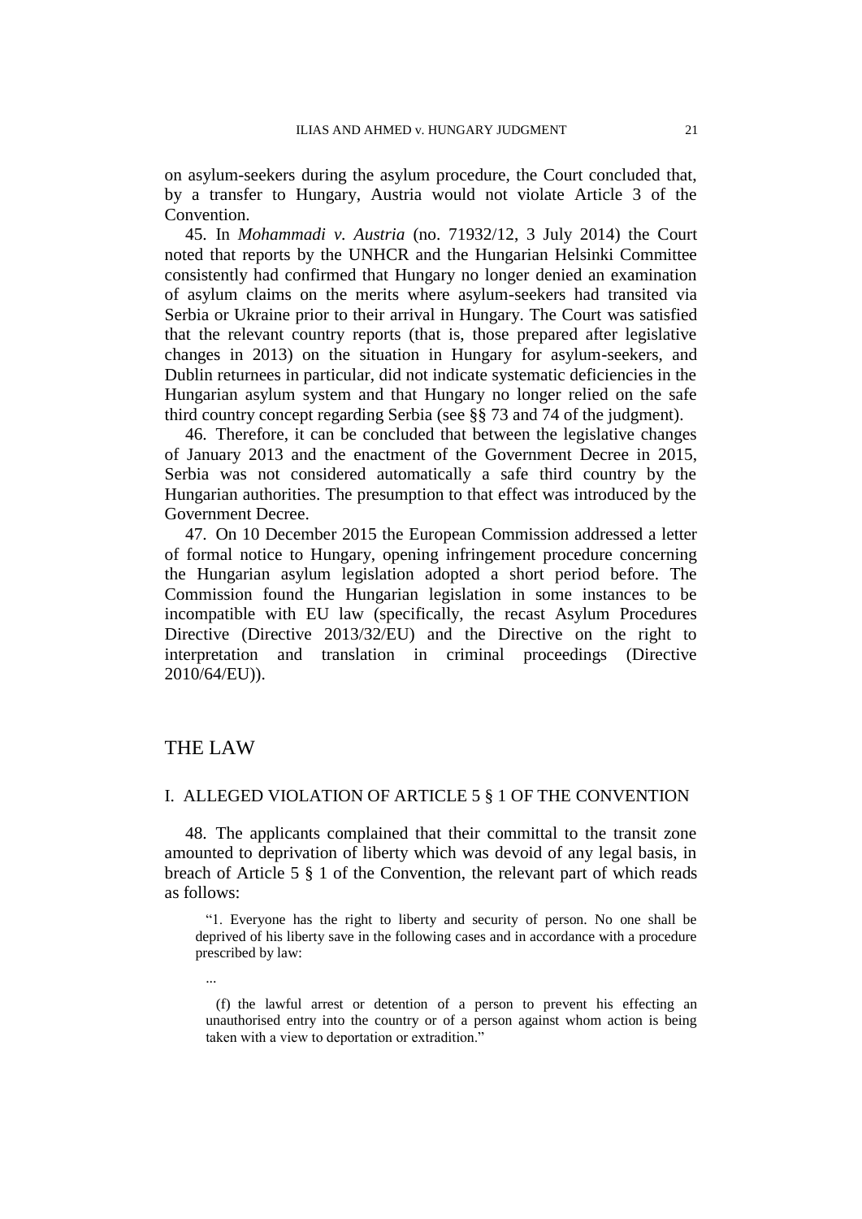on asylum-seekers during the asylum procedure, the Court concluded that, by a transfer to Hungary, Austria would not violate Article 3 of the Convention.

45. In *Mohammadi v. Austria* (no. 71932/12, 3 July 2014) the Court noted that reports by the UNHCR and the Hungarian Helsinki Committee consistently had confirmed that Hungary no longer denied an examination of asylum claims on the merits where asylum-seekers had transited via Serbia or Ukraine prior to their arrival in Hungary. The Court was satisfied that the relevant country reports (that is, those prepared after legislative changes in 2013) on the situation in Hungary for asylum-seekers, and Dublin returnees in particular, did not indicate systematic deficiencies in the Hungarian asylum system and that Hungary no longer relied on the safe third country concept regarding Serbia (see §§ 73 and 74 of the judgment).

46. Therefore, it can be concluded that between the legislative changes of January 2013 and the enactment of the Government Decree in 2015, Serbia was not considered automatically a safe third country by the Hungarian authorities. The presumption to that effect was introduced by the Government Decree.

47. On 10 December 2015 the European Commission addressed a letter of formal notice to Hungary, opening infringement procedure concerning the Hungarian asylum legislation adopted a short period before. The Commission found the Hungarian legislation in some instances to be incompatible with EU law (specifically, the recast Asylum Procedures Directive (Directive 2013/32/EU) and the Directive on the right to interpretation and translation in criminal proceedings (Directive 2010/64/EU)).

# THE LAW

## I. ALLEGED VIOLATION OF ARTICLE 5 § 1 OF THE CONVENTION

48. The applicants complained that their committal to the transit zone amounted to deprivation of liberty which was devoid of any legal basis, in breach of Article 5 § 1 of the Convention, the relevant part of which reads as follows:

> "1. Everyone has the right to liberty and security of person. No one shall be deprived of his liberty save in the following cases and in accordance with a procedure prescribed by law:
>
> ...
>
> (f) the lawful arrest or detention of a person to prevent his effecting an unauthorised entry into the country or of a person against whom action is being taken with a view to deportation or extradition."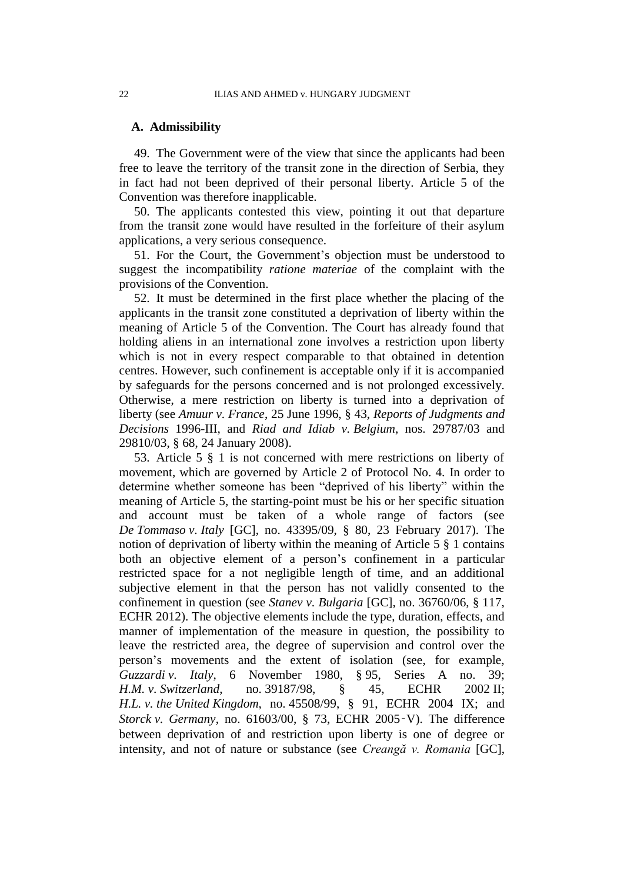### A. Admissibility

49. The Government were of the view that since the applicants had been free to leave the territory of the transit zone in the direction of Serbia, they in fact had not been deprived of their personal liberty. Article 5 of the Convention was therefore inapplicable.

50. The applicants contested this view, pointing it out that departure from the transit zone would have resulted in the forfeiture of their asylum applications, a very serious consequence.

51. For the Court, the Government's objection must be understood to suggest the incompatibility *ratione materiae* of the complaint with the provisions of the Convention.

52. It must be determined in the first place whether the placing of the applicants in the transit zone constituted a deprivation of liberty within the meaning of Article 5 of the Convention. The Court has already found that holding aliens in an international zone involves a restriction upon liberty which is not in every respect comparable to that obtained in detention centres. However, such confinement is acceptable only if it is accompanied by safeguards for the persons concerned and is not prolonged excessively. Otherwise, a mere restriction on liberty is turned into a deprivation of liberty (see *Amuur v. France*, 25 June 1996, § 43, *Reports of Judgments and Decisions* 1996-III, and *Riad and Idiab v. Belgium*, nos. 29787/03 and 29810/03, § 68, 24 January 2008).

53. Article 5 § 1 is not concerned with mere restrictions on liberty of movement, which are governed by Article 2 of Protocol No. 4. In order to determine whether someone has been "deprived of his liberty" within the meaning of Article 5, the starting-point must be his or her specific situation and account must be taken of a whole range of factors (see *De Tommaso v. Italy* [GC], no. 43395/09, § 80, 23 February 2017). The notion of deprivation of liberty within the meaning of Article 5 § 1 contains both an objective element of a person's confinement in a particular restricted space for a not negligible length of time, and an additional subjective element in that the person has not validly consented to the confinement in question (see *Stanev v. Bulgaria* [GC], no. 36760/06, § 117, ECHR 2012). The objective elements include the type, duration, effects, and manner of implementation of the measure in question, the possibility to leave the restricted area, the degree of supervision and control over the person's movements and the extent of isolation (see, for example, *Guzzardi v. Italy*, 6 November 1980, § 95, Series A no. 39; *H.M. v. Switzerland*, no. 39187/98, § 45, ECHR 2002 II; *H.L. v. the United Kingdom*, no. 45508/99, § 91, ECHR 2004 IX; and *Storck v. Germany*, no. 61603/00, § 73, ECHR 2005‑V). The difference between deprivation of and restriction upon liberty is one of degree or intensity, and not of nature or substance (see *Creangă v. Romania* [GC],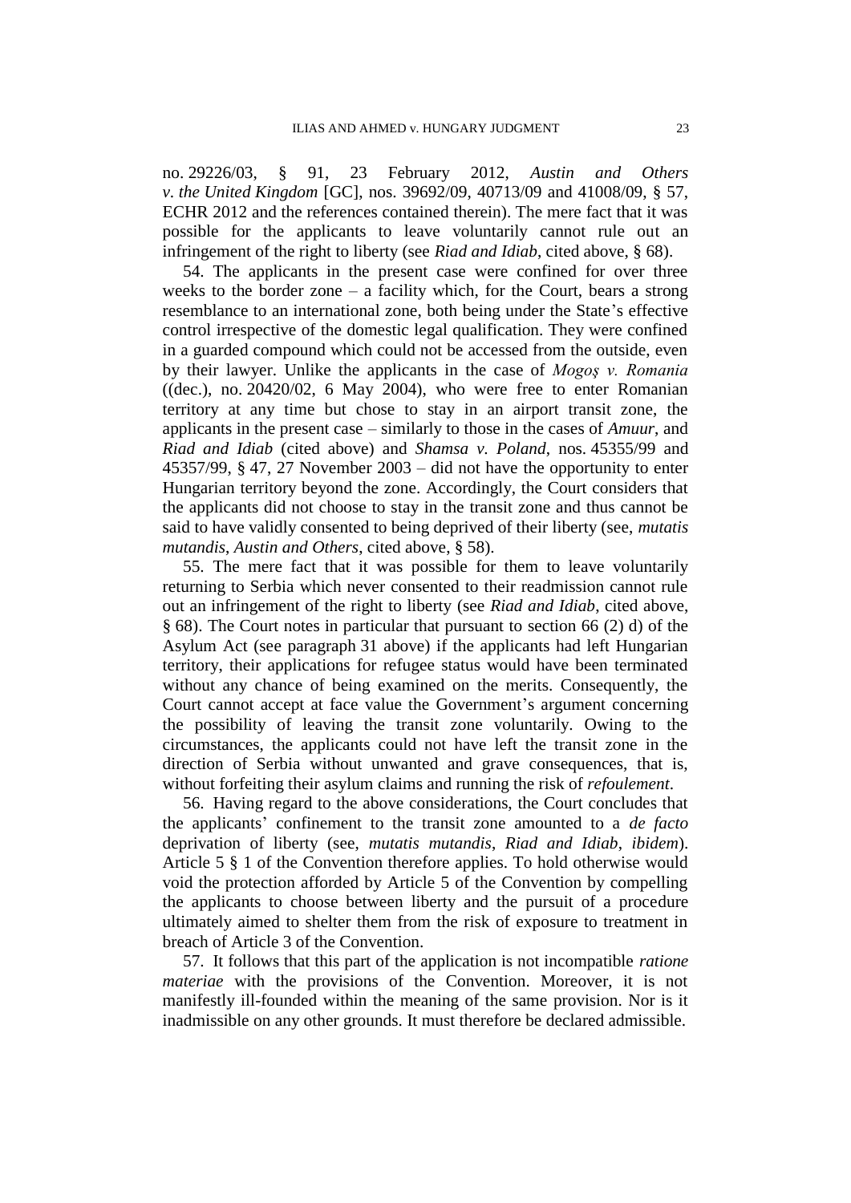no. 29226/03, § 91, 23 February 2012, *Austin and Others v. the United Kingdom* [GC], nos. 39692/09, 40713/09 and 41008/09, § 57, ECHR 2012 and the references contained therein). The mere fact that it was possible for the applicants to leave voluntarily cannot rule out an infringement of the right to liberty (see *Riad and Idiab*, cited above, § 68).

54. The applicants in the present case were confined for over three weeks to the border zone – a facility which, for the Court, bears a strong resemblance to an international zone, both being under the State's effective control irrespective of the domestic legal qualification. They were confined in a guarded compound which could not be accessed from the outside, even by their lawyer. Unlike the applicants in the case of *Mogoş v. Romania* ((dec.), no. 20420/02, 6 May 2004), who were free to enter Romanian territory at any time but chose to stay in an airport transit zone, the applicants in the present case – similarly to those in the cases of *Amuur*, and *Riad and Idiab* (cited above) and *Shamsa v. Poland*, nos. 45355/99 and 45357/99, § 47, 27 November 2003 – did not have the opportunity to enter Hungarian territory beyond the zone. Accordingly, the Court considers that the applicants did not choose to stay in the transit zone and thus cannot be said to have validly consented to being deprived of their liberty (see, *mutatis mutandis*, *Austin and Others*, cited above, § 58).

55. The mere fact that it was possible for them to leave voluntarily returning to Serbia which never consented to their readmission cannot rule out an infringement of the right to liberty (see *Riad and Idiab*, cited above, § 68). The Court notes in particular that pursuant to section 66 (2) d) of the Asylum Act (see paragraph 31 above) if the applicants had left Hungarian territory, their applications for refugee status would have been terminated without any chance of being examined on the merits. Consequently, the Court cannot accept at face value the Government's argument concerning the possibility of leaving the transit zone voluntarily. Owing to the circumstances, the applicants could not have left the transit zone in the direction of Serbia without unwanted and grave consequences, that is, without forfeiting their asylum claims and running the risk of *refoulement*.

56. Having regard to the above considerations, the Court concludes that the applicants' confinement to the transit zone amounted to a *de facto* deprivation of liberty (see, *mutatis mutandis*, *Riad and Idiab*, *ibidem*). Article 5 § 1 of the Convention therefore applies. To hold otherwise would void the protection afforded by Article 5 of the Convention by compelling the applicants to choose between liberty and the pursuit of a procedure ultimately aimed to shelter them from the risk of exposure to treatment in breach of Article 3 of the Convention.

57. It follows that this part of the application is not incompatible *ratione materiae* with the provisions of the Convention. Moreover, it is not manifestly ill-founded within the meaning of the same provision. Nor is it inadmissible on any other grounds. It must therefore be declared admissible.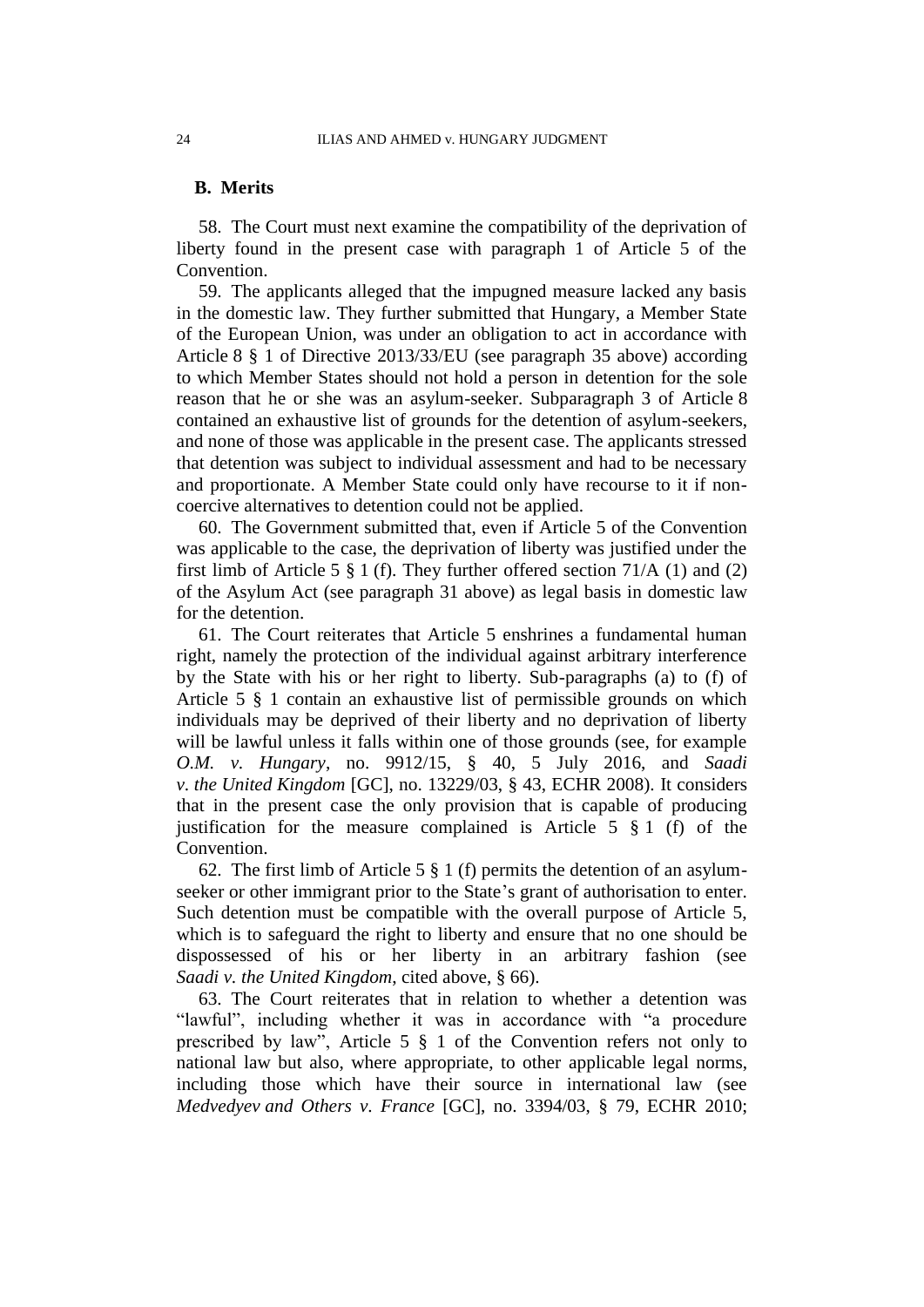### B. Merits

58. The Court must next examine the compatibility of the deprivation of liberty found in the present case with paragraph 1 of Article 5 of the Convention.

59. The applicants alleged that the impugned measure lacked any basis in the domestic law. They further submitted that Hungary, a Member State of the European Union, was under an obligation to act in accordance with Article 8 § 1 of Directive 2013/33/EU (see paragraph 35 above) according to which Member States should not hold a person in detention for the sole reason that he or she was an asylum-seeker. Subparagraph 3 of Article 8 contained an exhaustive list of grounds for the detention of asylum-seekers, and none of those was applicable in the present case. The applicants stressed that detention was subject to individual assessment and had to be necessary and proportionate. A Member State could only have recourse to it if non-coercive alternatives to detention could not be applied.

60. The Government submitted that, even if Article 5 of the Convention was applicable to the case, the deprivation of liberty was justified under the first limb of Article 5 § 1 (f). They further offered section 71/A (1) and (2) of the Asylum Act (see paragraph 31 above) as legal basis in domestic law for the detention.

61. The Court reiterates that Article 5 enshrines a fundamental human right, namely the protection of the individual against arbitrary interference by the State with his or her right to liberty. Sub-paragraphs (a) to (f) of Article 5 § 1 contain an exhaustive list of permissible grounds on which individuals may be deprived of their liberty and no deprivation of liberty will be lawful unless it falls within one of those grounds (see, for example *O.M. v. Hungary*, no. 9912/15, § 40, 5 July 2016, and *Saadi v. the United Kingdom* [GC], no. 13229/03, § 43, ECHR 2008). It considers that in the present case the only provision that is capable of producing justification for the measure complained is Article 5 § 1 (f) of the Convention.

62. The first limb of Article 5 § 1 (f) permits the detention of an asylum-seeker or other immigrant prior to the State's grant of authorisation to enter. Such detention must be compatible with the overall purpose of Article 5, which is to safeguard the right to liberty and ensure that no one should be dispossessed of his or her liberty in an arbitrary fashion (see *Saadi v. the United Kingdom*, cited above, § 66).

63. The Court reiterates that in relation to whether a detention was "lawful", including whether it was in accordance with "a procedure prescribed by law", Article 5 § 1 of the Convention refers not only to national law but also, where appropriate, to other applicable legal norms, including those which have their source in international law (see *Medvedyev and Others v. France* [GC], no. 3394/03, § 79, ECHR 2010;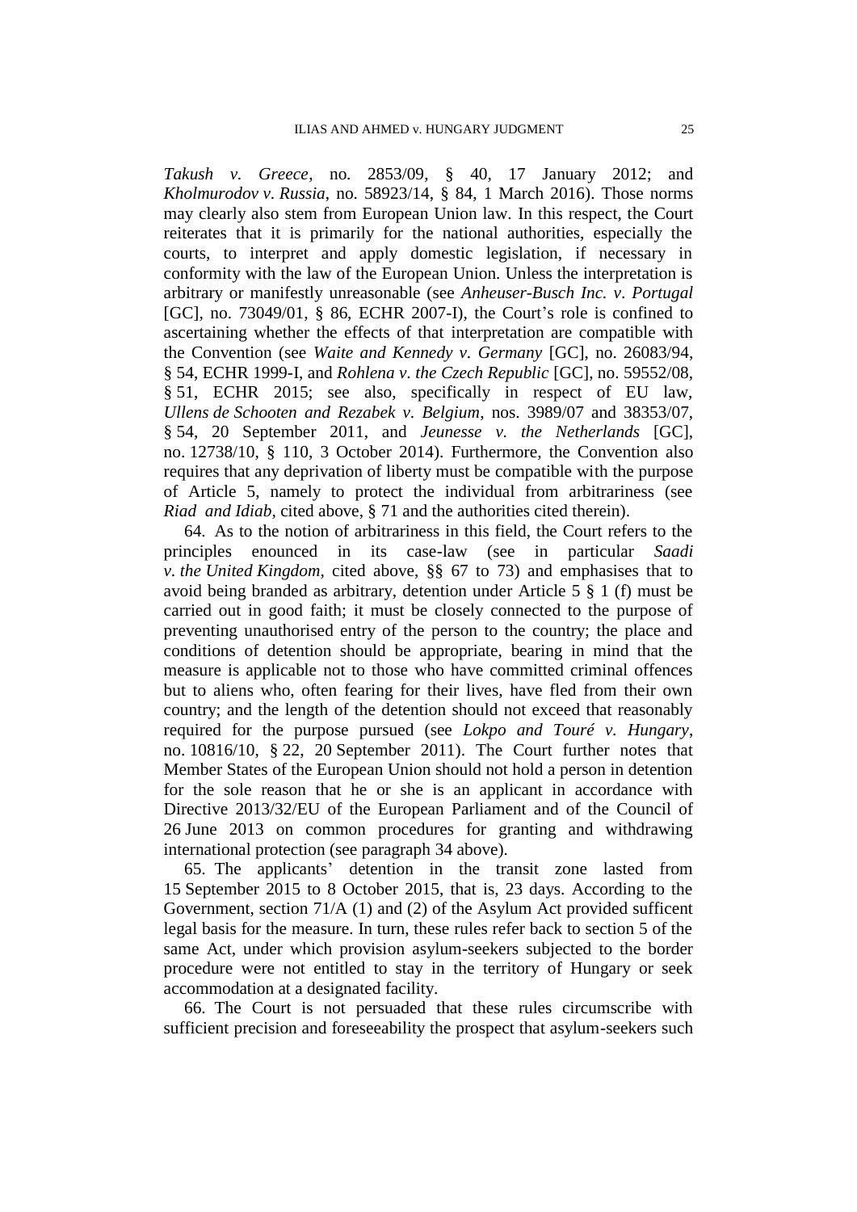*Takush v. Greece*, no. 2853/09, § 40, 17 January 2012; and *Kholmurodov v. Russia*, no. 58923/14, § 84, 1 March 2016). Those norms may clearly also stem from European Union law. In this respect, the Court reiterates that it is primarily for the national authorities, especially the courts, to interpret and apply domestic legislation, if necessary in conformity with the law of the European Union. Unless the interpretation is arbitrary or manifestly unreasonable (see *Anheuser-Busch Inc. v. Portugal* [GC], no. 73049/01, § 86, ECHR 2007-I), the Court's role is confined to ascertaining whether the effects of that interpretation are compatible with the Convention (see *Waite and Kennedy v. Germany* [GC], no. 26083/94, § 54, ECHR 1999-I, and *Rohlena v. the Czech Republic* [GC], no. 59552/08, § 51, ECHR 2015; see also, specifically in respect of EU law, *Ullens de Schooten and Rezabek v. Belgium*, nos. 3989/07 and 38353/07, § 54, 20 September 2011, and *Jeunesse v. the Netherlands* [GC], no. 12738/10, § 110, 3 October 2014). Furthermore, the Convention also requires that any deprivation of liberty must be compatible with the purpose of Article 5, namely to protect the individual from arbitrariness (see *Riad and Idiab*, cited above, § 71 and the authorities cited therein).

64. As to the notion of arbitrariness in this field, the Court refers to the principles enounced in its case-law (see in particular *Saadi v. the United Kingdom*, cited above, §§ 67 to 73) and emphasises that to avoid being branded as arbitrary, detention under Article 5 § 1 (f) must be carried out in good faith; it must be closely connected to the purpose of preventing unauthorised entry of the person to the country; the place and conditions of detention should be appropriate, bearing in mind that the measure is applicable not to those who have committed criminal offences but to aliens who, often fearing for their lives, have fled from their own country; and the length of the detention should not exceed that reasonably required for the purpose pursued (see *Lokpo and Touré v. Hungary*, no. 10816/10, § 22, 20 September 2011). The Court further notes that Member States of the European Union should not hold a person in detention for the sole reason that he or she is an applicant in accordance with Directive 2013/32/EU of the European Parliament and of the Council of 26 June 2013 on common procedures for granting and withdrawing international protection (see paragraph 34 above).

65. The applicants' detention in the transit zone lasted from 15 September 2015 to 8 October 2015, that is, 23 days. According to the Government, section 71/A (1) and (2) of the Asylum Act provided sufficent legal basis for the measure. In turn, these rules refer back to section 5 of the same Act, under which provision asylum-seekers subjected to the border procedure were not entitled to stay in the territory of Hungary or seek accommodation at a designated facility.

66. The Court is not persuaded that these rules circumscribe with sufficient precision and foreseeability the prospect that asylum-seekers such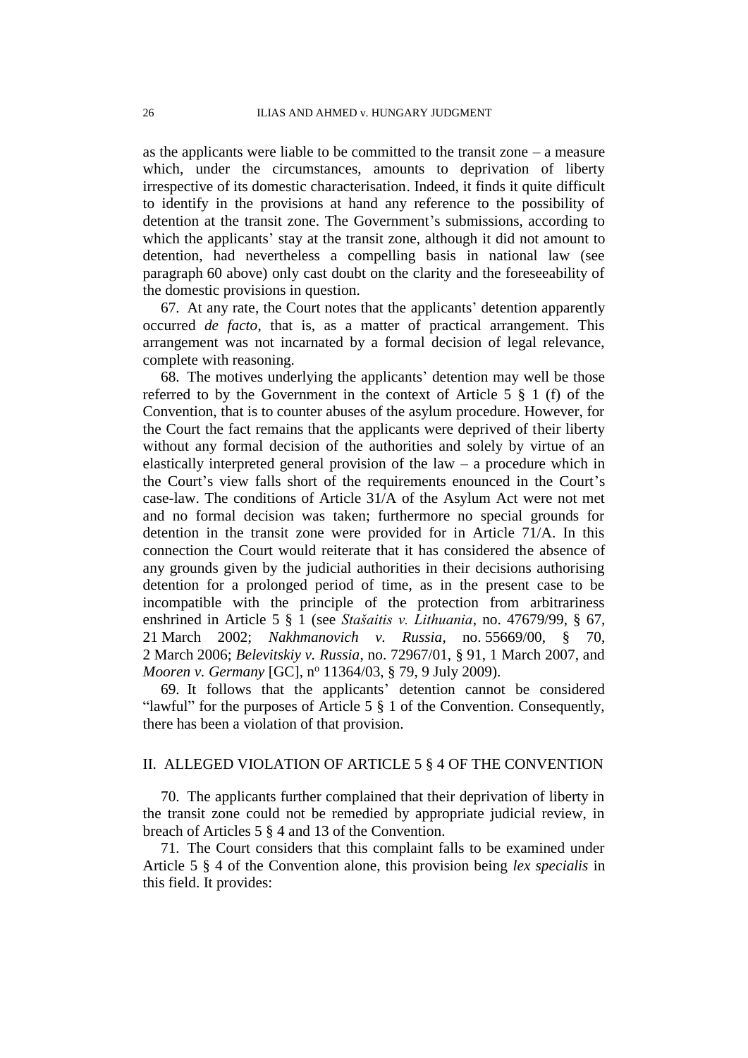as the applicants were liable to be committed to the transit zone – a measure which, under the circumstances, amounts to deprivation of liberty irrespective of its domestic characterisation. Indeed, it finds it quite difficult to identify in the provisions at hand any reference to the possibility of detention at the transit zone. The Government's submissions, according to which the applicants' stay at the transit zone, although it did not amount to detention, had nevertheless a compelling basis in national law (see paragraph 60 above) only cast doubt on the clarity and the foreseeability of the domestic provisions in question.

67. At any rate, the Court notes that the applicants' detention apparently occurred *de facto*, that is, as a matter of practical arrangement. This arrangement was not incarnated by a formal decision of legal relevance, complete with reasoning.

68. The motives underlying the applicants' detention may well be those referred to by the Government in the context of Article 5 § 1 (f) of the Convention, that is to counter abuses of the asylum procedure. However, for the Court the fact remains that the applicants were deprived of their liberty without any formal decision of the authorities and solely by virtue of an elastically interpreted general provision of the law – a procedure which in the Court's view falls short of the requirements enounced in the Court's case-law. The conditions of Article 31/A of the Asylum Act were not met and no formal decision was taken; furthermore no special grounds for detention in the transit zone were provided for in Article 71/A. In this connection the Court would reiterate that it has considered the absence of any grounds given by the judicial authorities in their decisions authorising detention for a prolonged period of time, as in the present case to be incompatible with the principle of the protection from arbitrariness enshrined in Article 5 § 1 (see *Stašaitis v. Lithuania*, no. 47679/99, § 67, 21 March 2002; *Nakhmanovich v. Russia*, no. 55669/00, § 70, 2 March 2006; *Belevitskiy v. Russia*, no. 72967/01, § 91, 1 March 2007, and *Mooren v. Germany* [GC], nº 11364/03, § 79, 9 July 2009).

69. It follows that the applicants' detention cannot be considered "lawful" for the purposes of Article 5 § 1 of the Convention. Consequently, there has been a violation of that provision.

## II. ALLEGED VIOLATION OF ARTICLE 5 § 4 OF THE CONVENTION

70. The applicants further complained that their deprivation of liberty in the transit zone could not be remedied by appropriate judicial review, in breach of Articles 5 § 4 and 13 of the Convention.

71. The Court considers that this complaint falls to be examined under Article 5 § 4 of the Convention alone, this provision being *lex specialis* in this field. It provides: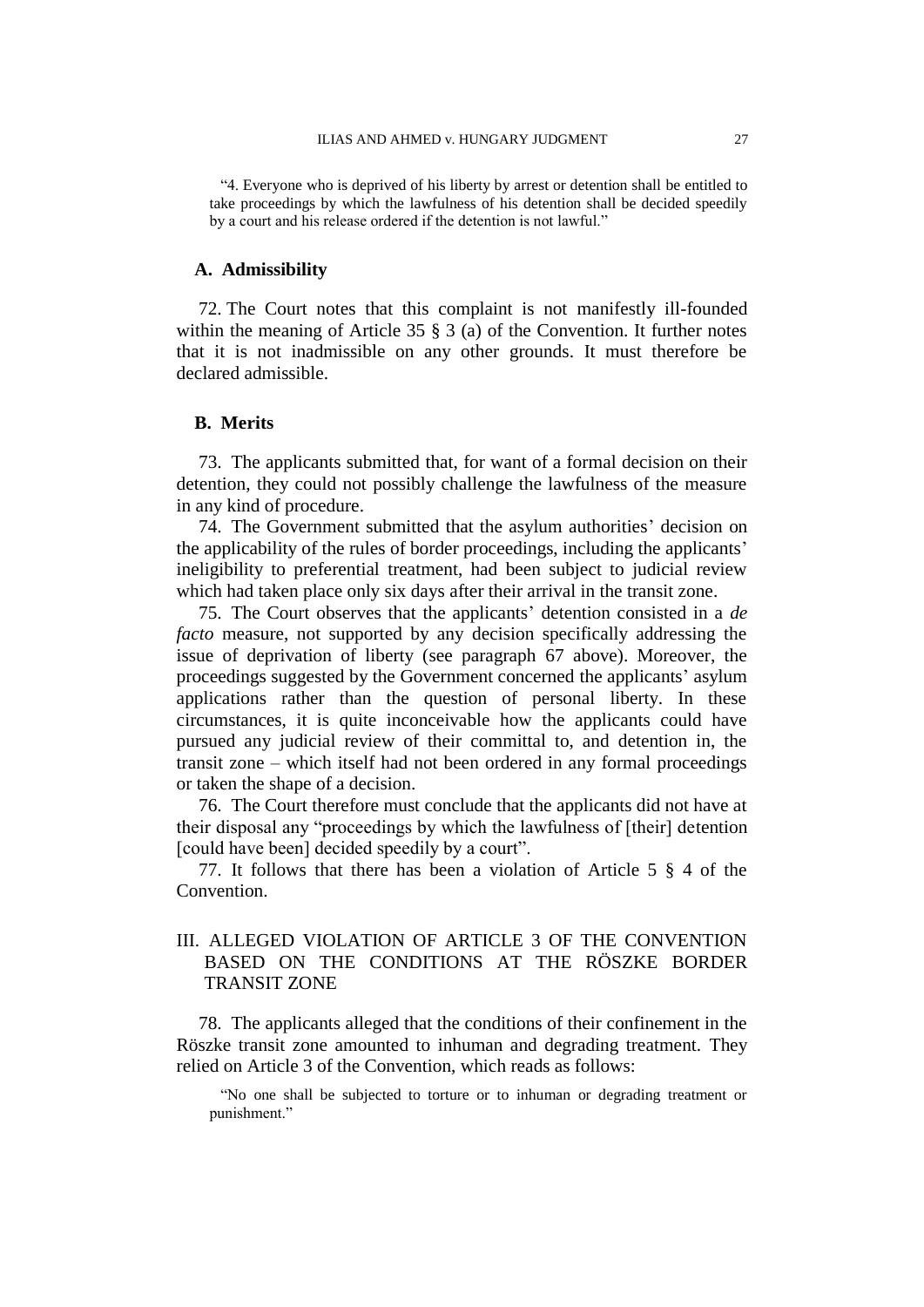> "4. Everyone who is deprived of his liberty by arrest or detention shall be entitled to take proceedings by which the lawfulness of his detention shall be decided speedily by a court and his release ordered if the detention is not lawful."

### A. Admissibility

72. The Court notes that this complaint is not manifestly ill-founded within the meaning of Article 35 § 3 (a) of the Convention. It further notes that it is not inadmissible on any other grounds. It must therefore be declared admissible.

### B. Merits

73. The applicants submitted that, for want of a formal decision on their detention, they could not possibly challenge the lawfulness of the measure in any kind of procedure.

74. The Government submitted that the asylum authorities' decision on the applicability of the rules of border proceedings, including the applicants' ineligibility to preferential treatment, had been subject to judicial review which had taken place only six days after their arrival in the transit zone.

75. The Court observes that the applicants' detention consisted in a *de facto* measure, not supported by any decision specifically addressing the issue of deprivation of liberty (see paragraph 67 above). Moreover, the proceedings suggested by the Government concerned the applicants' asylum applications rather than the question of personal liberty. In these circumstances, it is quite inconceivable how the applicants could have pursued any judicial review of their committal to, and detention in, the transit zone – which itself had not been ordered in any formal proceedings or taken the shape of a decision.

76. The Court therefore must conclude that the applicants did not have at their disposal any "proceedings by which the lawfulness of [their] detention [could have been] decided speedily by a court".

77. It follows that there has been a violation of Article 5 § 4 of the Convention.

## III. ALLEGED VIOLATION OF ARTICLE 3 OF THE CONVENTION BASED ON THE CONDITIONS AT THE RÖSZKE BORDER TRANSIT ZONE

78. The applicants alleged that the conditions of their confinement in the Röszke transit zone amounted to inhuman and degrading treatment. They relied on Article 3 of the Convention, which reads as follows:

> "No one shall be subjected to torture or to inhuman or degrading treatment or punishment."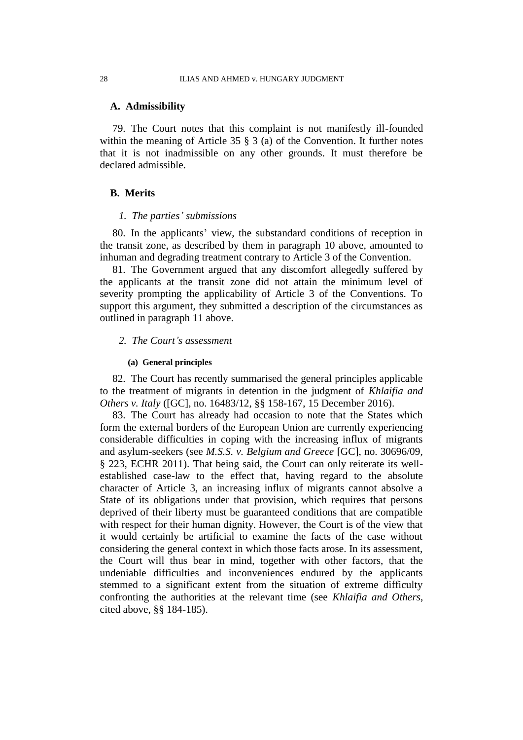## A. Admissibility

79. The Court notes that this complaint is not manifestly ill-founded within the meaning of Article 35 § 3 (a) of the Convention. It further notes that it is not inadmissible on any other grounds. It must therefore be declared admissible.

## B. Merits

### *1. The parties' submissions*

80. In the applicants' view, the substandard conditions of reception in the transit zone, as described by them in paragraph 10 above, amounted to inhuman and degrading treatment contrary to Article 3 of the Convention.

81. The Government argued that any discomfort allegedly suffered by the applicants at the transit zone did not attain the minimum level of severity prompting the applicability of Article 3 of the Conventions. To support this argument, they submitted a description of the circumstances as outlined in paragraph 11 above.

### *2. The Court's assessment*

#### (a) General principles

82. The Court has recently summarised the general principles applicable to the treatment of migrants in detention in the judgment of *Khlaifia and Others v. Italy* ([GC], no. 16483/12, §§ 158-167, 15 December 2016).

83. The Court has already had occasion to note that the States which form the external borders of the European Union are currently experiencing considerable difficulties in coping with the increasing influx of migrants and asylum-seekers (see *M.S.S. v. Belgium and Greece* [GC], no. 30696/09, § 223, ECHR 2011). That being said, the Court can only reiterate its well-established case-law to the effect that, having regard to the absolute character of Article 3, an increasing influx of migrants cannot absolve a State of its obligations under that provision, which requires that persons deprived of their liberty must be guaranteed conditions that are compatible with respect for their human dignity. However, the Court is of the view that it would certainly be artificial to examine the facts of the case without considering the general context in which those facts arose. In its assessment, the Court will thus bear in mind, together with other factors, that the undeniable difficulties and inconveniences endured by the applicants stemmed to a significant extent from the situation of extreme difficulty confronting the authorities at the relevant time (see *Khlaifia and Others*, cited above, §§ 184-185).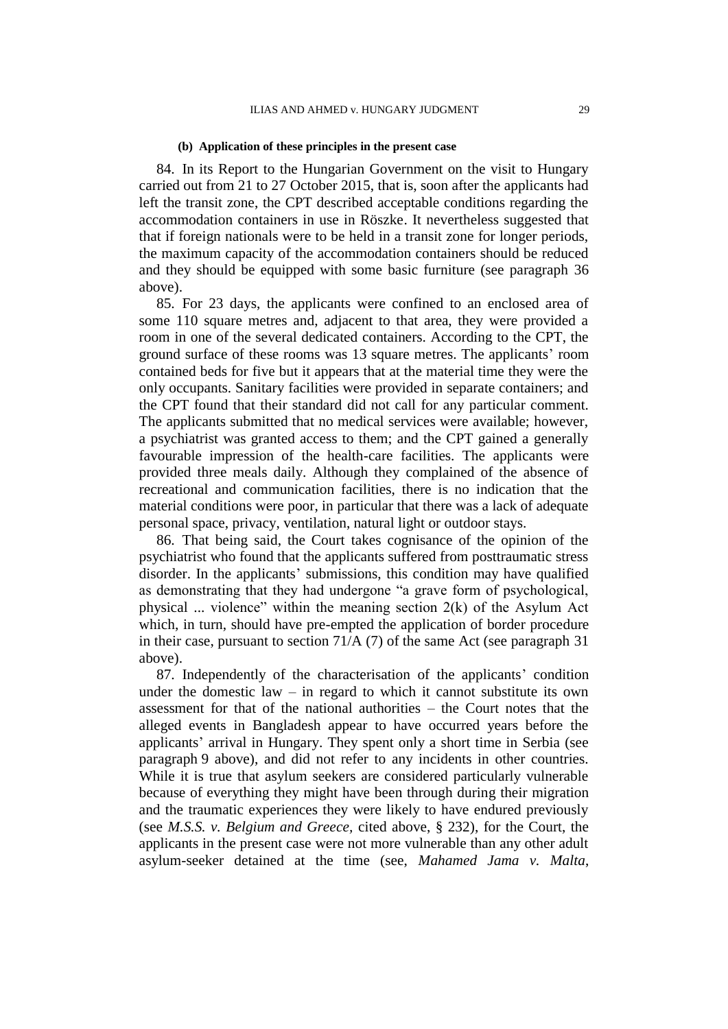#### (b) Application of these principles in the present case

84. In its Report to the Hungarian Government on the visit to Hungary carried out from 21 to 27 October 2015, that is, soon after the applicants had left the transit zone, the CPT described acceptable conditions regarding the accommodation containers in use in Röszke. It nevertheless suggested that that if foreign nationals were to be held in a transit zone for longer periods, the maximum capacity of the accommodation containers should be reduced and they should be equipped with some basic furniture (see paragraph 36 above).

85. For 23 days, the applicants were confined to an enclosed area of some 110 square metres and, adjacent to that area, they were provided a room in one of the several dedicated containers. According to the CPT, the ground surface of these rooms was 13 square metres. The applicants' room contained beds for five but it appears that at the material time they were the only occupants. Sanitary facilities were provided in separate containers; and the CPT found that their standard did not call for any particular comment. The applicants submitted that no medical services were available; however, a psychiatrist was granted access to them; and the CPT gained a generally favourable impression of the health-care facilities. The applicants were provided three meals daily. Although they complained of the absence of recreational and communication facilities, there is no indication that the material conditions were poor, in particular that there was a lack of adequate personal space, privacy, ventilation, natural light or outdoor stays.

86. That being said, the Court takes cognisance of the opinion of the psychiatrist who found that the applicants suffered from posttraumatic stress disorder. In the applicants' submissions, this condition may have qualified as demonstrating that they had undergone "a grave form of psychological, physical ... violence" within the meaning section 2(k) of the Asylum Act which, in turn, should have pre-empted the application of border procedure in their case, pursuant to section 71/A (7) of the same Act (see paragraph 31 above).

87. Independently of the characterisation of the applicants' condition under the domestic law – in regard to which it cannot substitute its own assessment for that of the national authorities – the Court notes that the alleged events in Bangladesh appear to have occurred years before the applicants' arrival in Hungary. They spent only a short time in Serbia (see paragraph 9 above), and did not refer to any incidents in other countries. While it is true that asylum seekers are considered particularly vulnerable because of everything they might have been through during their migration and the traumatic experiences they were likely to have endured previously (see *M.S.S. v. Belgium and Greece*, cited above, § 232), for the Court, the applicants in the present case were not more vulnerable than any other adult asylum-seeker detained at the time (see, *Mahamed Jama v. Malta*,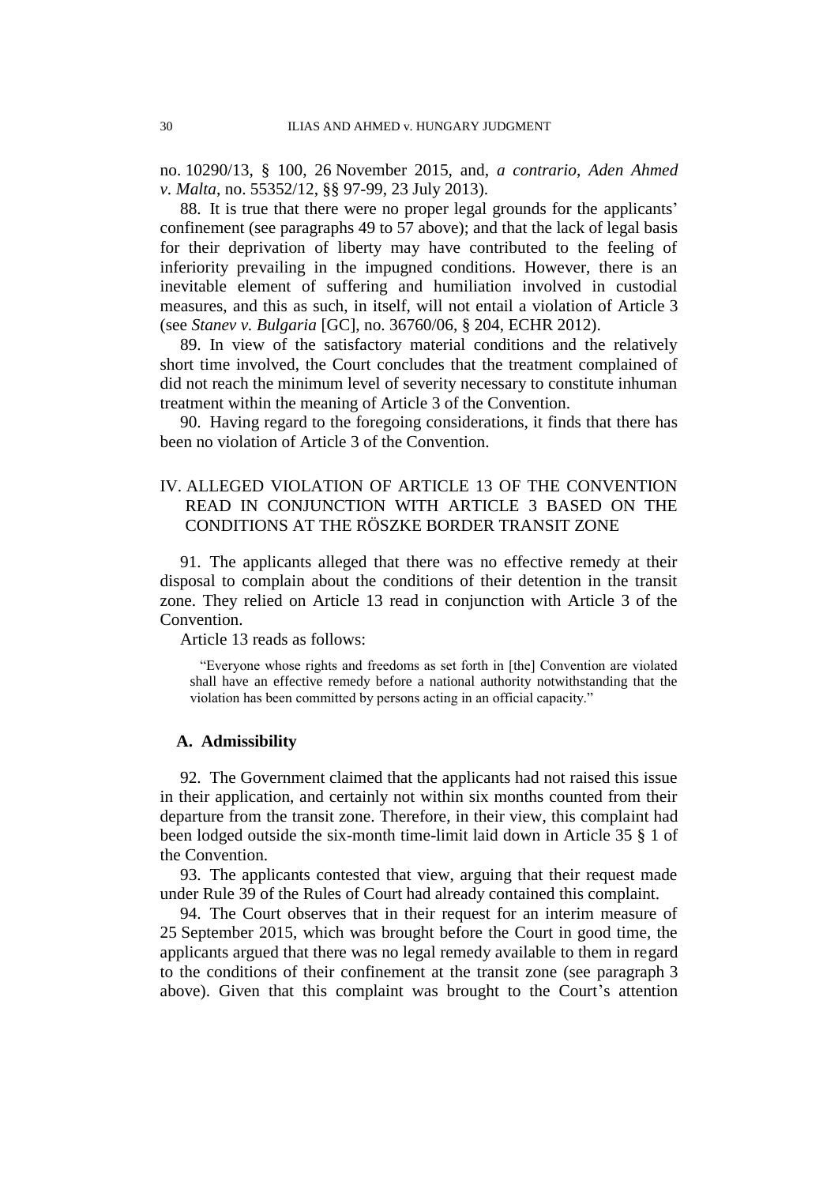no. 10290/13, § 100, 26 November 2015, and, *a contrario*, *Aden Ahmed v. Malta*, no. 55352/12, §§ 97-99, 23 July 2013).

88. It is true that there were no proper legal grounds for the applicants' confinement (see paragraphs 49 to 57 above); and that the lack of legal basis for their deprivation of liberty may have contributed to the feeling of inferiority prevailing in the impugned conditions. However, there is an inevitable element of suffering and humiliation involved in custodial measures, and this as such, in itself, will not entail a violation of Article 3 (see *Stanev v. Bulgaria* [GC], no. 36760/06, § 204, ECHR 2012).

89. In view of the satisfactory material conditions and the relatively short time involved, the Court concludes that the treatment complained of did not reach the minimum level of severity necessary to constitute inhuman treatment within the meaning of Article 3 of the Convention.

90. Having regard to the foregoing considerations, it finds that there has been no violation of Article 3 of the Convention.

## IV. ALLEGED VIOLATION OF ARTICLE 13 OF THE CONVENTION READ IN CONJUNCTION WITH ARTICLE 3 BASED ON THE CONDITIONS AT THE RÖSZKE BORDER TRANSIT ZONE

91. The applicants alleged that there was no effective remedy at their disposal to complain about the conditions of their detention in the transit zone. They relied on Article 13 read in conjunction with Article 3 of the Convention.

Article 13 reads as follows:

> "Everyone whose rights and freedoms as set forth in [the] Convention are violated shall have an effective remedy before a national authority notwithstanding that the violation has been committed by persons acting in an official capacity."

### A. Admissibility

92. The Government claimed that the applicants had not raised this issue in their application, and certainly not within six months counted from their departure from the transit zone. Therefore, in their view, this complaint had been lodged outside the six-month time-limit laid down in Article 35 § 1 of the Convention.

93. The applicants contested that view, arguing that their request made under Rule 39 of the Rules of Court had already contained this complaint.

94. The Court observes that in their request for an interim measure of 25 September 2015, which was brought before the Court in good time, the applicants argued that there was no legal remedy available to them in regard to the conditions of their confinement at the transit zone (see paragraph 3 above). Given that this complaint was brought to the Court's attention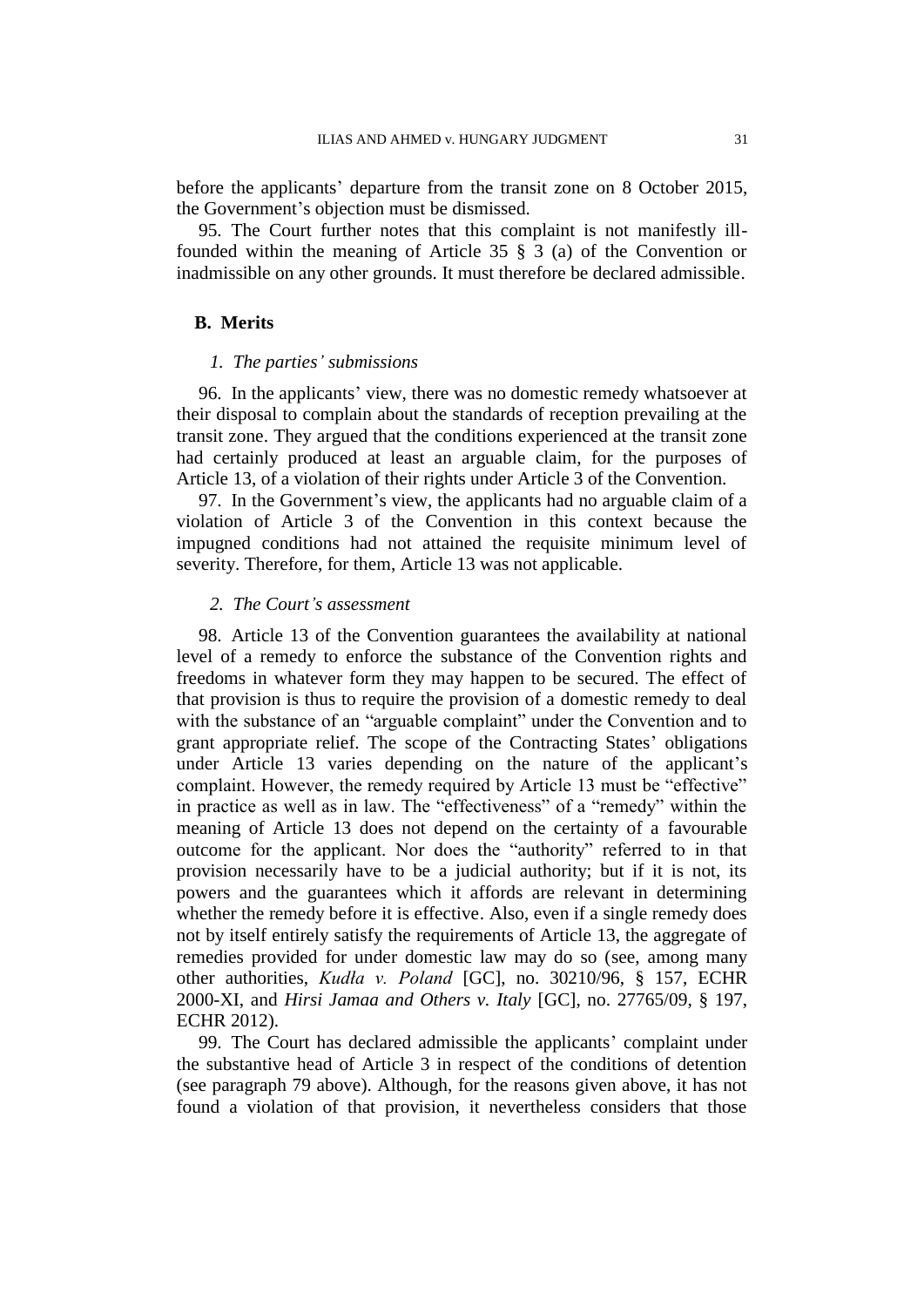before the applicants' departure from the transit zone on 8 October 2015, the Government's objection must be dismissed.

95. The Court further notes that this complaint is not manifestly ill-founded within the meaning of Article 35 § 3 (a) of the Convention or inadmissible on any other grounds. It must therefore be declared admissible.

## B. Merits

### *1. The parties' submissions*

96. In the applicants' view, there was no domestic remedy whatsoever at their disposal to complain about the standards of reception prevailing at the transit zone. They argued that the conditions experienced at the transit zone had certainly produced at least an arguable claim, for the purposes of Article 13, of a violation of their rights under Article 3 of the Convention.

97. In the Government's view, the applicants had no arguable claim of a violation of Article 3 of the Convention in this context because the impugned conditions had not attained the requisite minimum level of severity. Therefore, for them, Article 13 was not applicable.

### *2. The Court's assessment*

98. Article 13 of the Convention guarantees the availability at national level of a remedy to enforce the substance of the Convention rights and freedoms in whatever form they may happen to be secured. The effect of that provision is thus to require the provision of a domestic remedy to deal with the substance of an "arguable complaint" under the Convention and to grant appropriate relief. The scope of the Contracting States' obligations under Article 13 varies depending on the nature of the applicant's complaint. However, the remedy required by Article 13 must be "effective" in practice as well as in law. The "effectiveness" of a "remedy" within the meaning of Article 13 does not depend on the certainty of a favourable outcome for the applicant. Nor does the "authority" referred to in that provision necessarily have to be a judicial authority; but if it is not, its powers and the guarantees which it affords are relevant in determining whether the remedy before it is effective. Also, even if a single remedy does not by itself entirely satisfy the requirements of Article 13, the aggregate of remedies provided for under domestic law may do so (see, among many other authorities, *Kudła v. Poland* [GC], no. 30210/96, § 157, ECHR 2000-XI, and *Hirsi Jamaa and Others v. Italy* [GC], no. 27765/09, § 197, ECHR 2012).

99. The Court has declared admissible the applicants' complaint under the substantive head of Article 3 in respect of the conditions of detention (see paragraph 79 above). Although, for the reasons given above, it has not found a violation of that provision, it nevertheless considers that those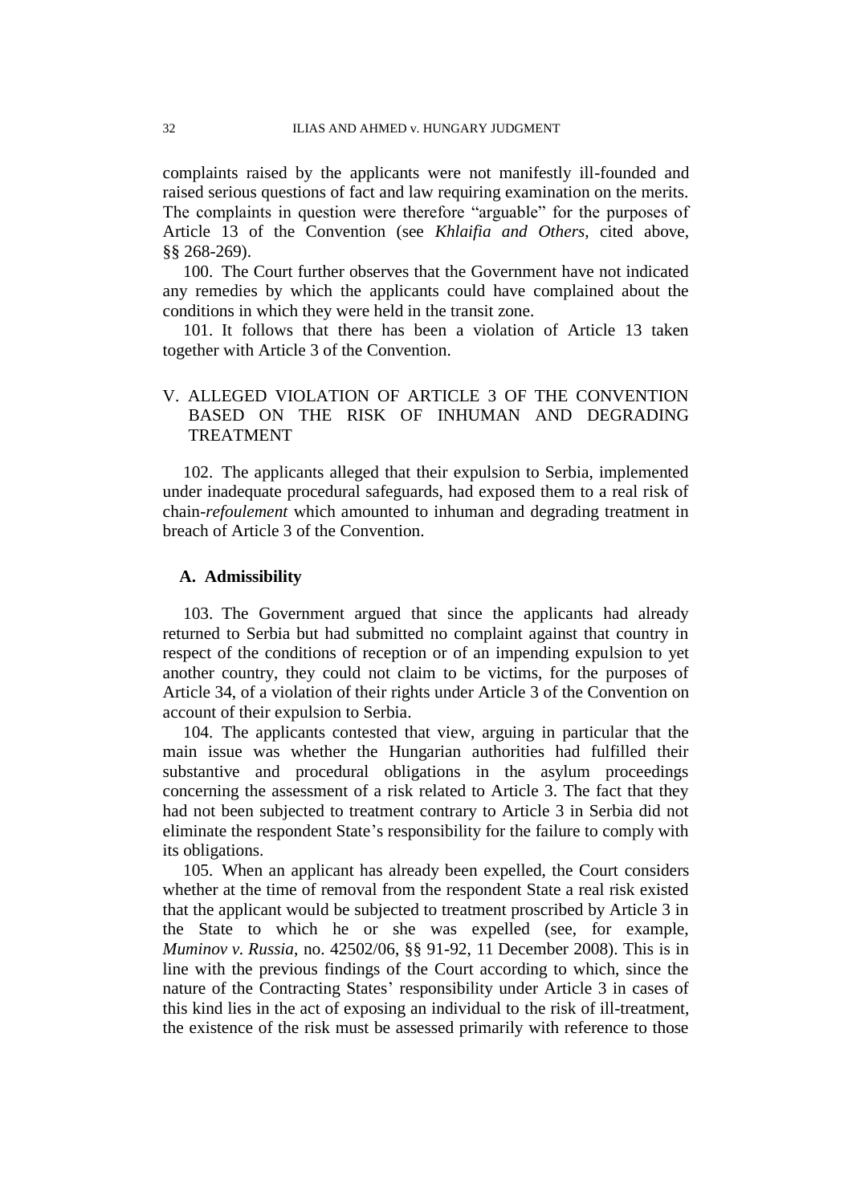complaints raised by the applicants were not manifestly ill-founded and raised serious questions of fact and law requiring examination on the merits. The complaints in question were therefore "arguable" for the purposes of Article 13 of the Convention (see *Khlaifia and Others*, cited above, §§ 268-269).

100. The Court further observes that the Government have not indicated any remedies by which the applicants could have complained about the conditions in which they were held in the transit zone.

101. It follows that there has been a violation of Article 13 taken together with Article 3 of the Convention.

## V. ALLEGED VIOLATION OF ARTICLE 3 OF THE CONVENTION BASED ON THE RISK OF INHUMAN AND DEGRADING TREATMENT

102. The applicants alleged that their expulsion to Serbia, implemented under inadequate procedural safeguards, had exposed them to a real risk of chain-*refoulement* which amounted to inhuman and degrading treatment in breach of Article 3 of the Convention.

### A. Admissibility

103. The Government argued that since the applicants had already returned to Serbia but had submitted no complaint against that country in respect of the conditions of reception or of an impending expulsion to yet another country, they could not claim to be victims, for the purposes of Article 34, of a violation of their rights under Article 3 of the Convention on account of their expulsion to Serbia.

104. The applicants contested that view, arguing in particular that the main issue was whether the Hungarian authorities had fulfilled their substantive and procedural obligations in the asylum proceedings concerning the assessment of a risk related to Article 3. The fact that they had not been subjected to treatment contrary to Article 3 in Serbia did not eliminate the respondent State's responsibility for the failure to comply with its obligations.

105. When an applicant has already been expelled, the Court considers whether at the time of removal from the respondent State a real risk existed that the applicant would be subjected to treatment proscribed by Article 3 in the State to which he or she was expelled (see, for example, *Muminov v. Russia*, no. 42502/06, §§ 91-92, 11 December 2008). This is in line with the previous findings of the Court according to which, since the nature of the Contracting States' responsibility under Article 3 in cases of this kind lies in the act of exposing an individual to the risk of ill-treatment, the existence of the risk must be assessed primarily with reference to those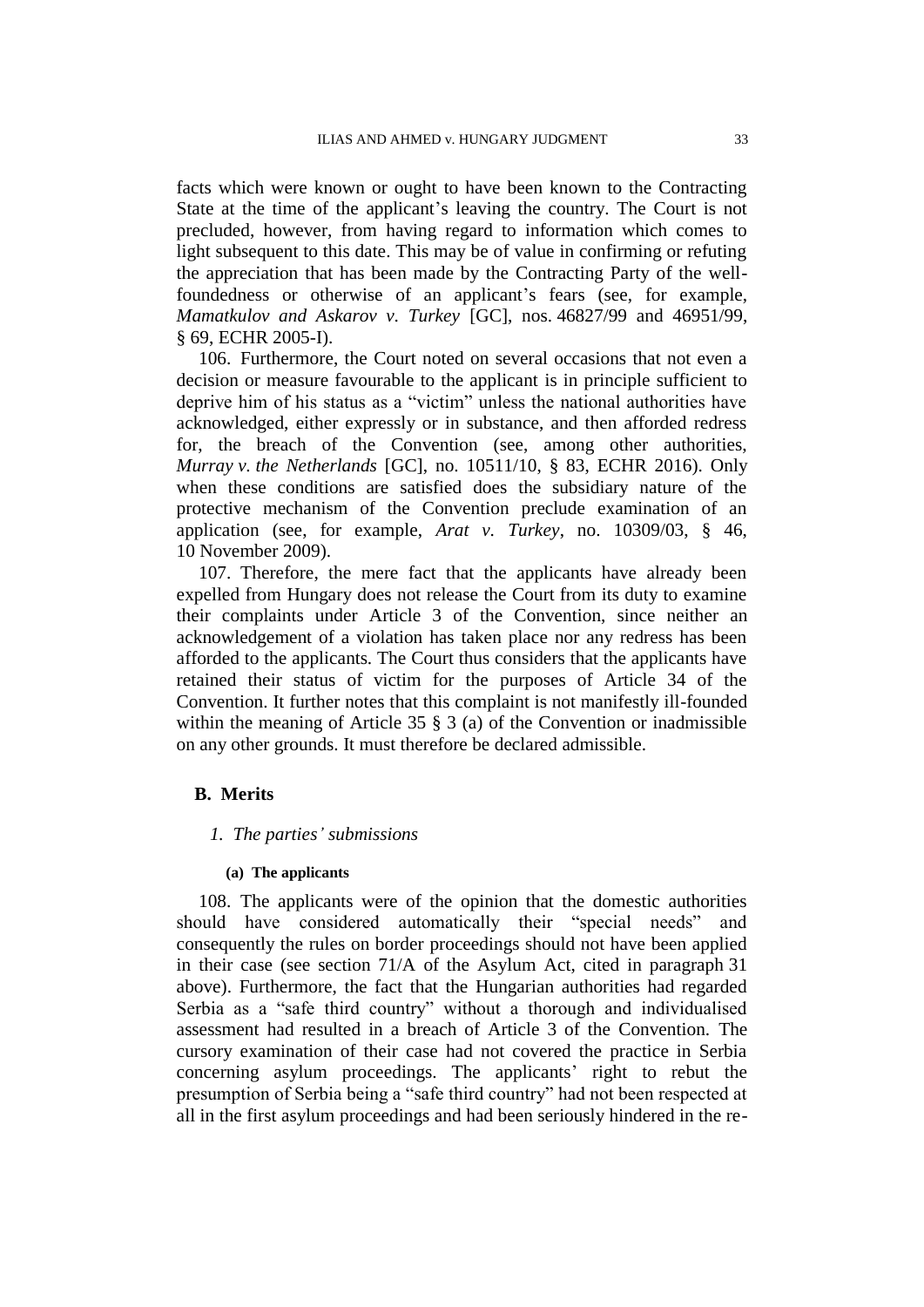facts which were known or ought to have been known to the Contracting State at the time of the applicant's leaving the country. The Court is not precluded, however, from having regard to information which comes to light subsequent to this date. This may be of value in confirming or refuting the appreciation that has been made by the Contracting Party of the well-foundedness or otherwise of an applicant's fears (see, for example, *Mamatkulov and Askarov v. Turkey* [GC], nos. 46827/99 and 46951/99, § 69, ECHR 2005-I).

106. Furthermore, the Court noted on several occasions that not even a decision or measure favourable to the applicant is in principle sufficient to deprive him of his status as a "victim" unless the national authorities have acknowledged, either expressly or in substance, and then afforded redress for, the breach of the Convention (see, among other authorities, *Murray v. the Netherlands* [GC], no. 10511/10, § 83, ECHR 2016). Only when these conditions are satisfied does the subsidiary nature of the protective mechanism of the Convention preclude examination of an application (see, for example, *Arat v. Turkey*, no. 10309/03, § 46, 10 November 2009).

107. Therefore, the mere fact that the applicants have already been expelled from Hungary does not release the Court from its duty to examine their complaints under Article 3 of the Convention, since neither an acknowledgement of a violation has taken place nor any redress has been afforded to the applicants. The Court thus considers that the applicants have retained their status of victim for the purposes of Article 34 of the Convention. It further notes that this complaint is not manifestly ill-founded within the meaning of Article 35 § 3 (a) of the Convention or inadmissible on any other grounds. It must therefore be declared admissible.

## B. Merits

### *1. The parties' submissions*

#### (a) The applicants

108. The applicants were of the opinion that the domestic authorities should have considered automatically their "special needs" and consequently the rules on border proceedings should not have been applied in their case (see section 71/A of the Asylum Act, cited in paragraph 31 above). Furthermore, the fact that the Hungarian authorities had regarded Serbia as a "safe third country" without a thorough and individualised assessment had resulted in a breach of Article 3 of the Convention. The cursory examination of their case had not covered the practice in Serbia concerning asylum proceedings. The applicants' right to rebut the presumption of Serbia being a "safe third country" had not been respected at all in the first asylum proceedings and had been seriously hindered in the re-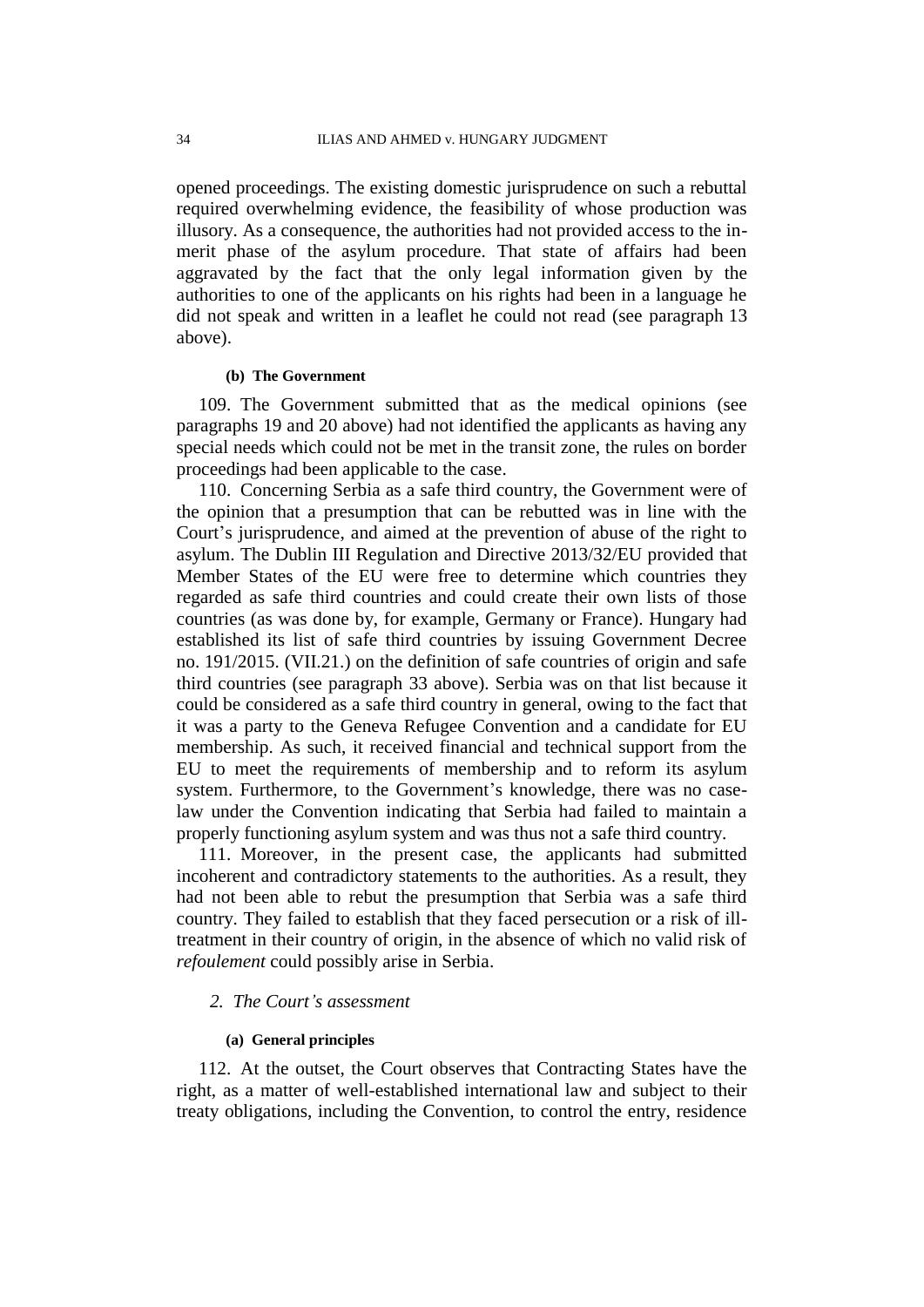opened proceedings. The existing domestic jurisprudence on such a rebuttal required overwhelming evidence, the feasibility of whose production was illusory. As a consequence, the authorities had not provided access to the in-merit phase of the asylum procedure. That state of affairs had been aggravated by the fact that the only legal information given by the authorities to one of the applicants on his rights had been in a language he did not speak and written in a leaflet he could not read (see paragraph 13 above).

##### (b) The Government

109. The Government submitted that as the medical opinions (see paragraphs 19 and 20 above) had not identified the applicants as having any special needs which could not be met in the transit zone, the rules on border proceedings had been applicable to the case.

110. Concerning Serbia as a safe third country, the Government were of the opinion that a presumption that can be rebutted was in line with the Court's jurisprudence, and aimed at the prevention of abuse of the right to asylum. The Dublin III Regulation and Directive 2013/32/EU provided that Member States of the EU were free to determine which countries they regarded as safe third countries and could create their own lists of those countries (as was done by, for example, Germany or France). Hungary had established its list of safe third countries by issuing Government Decree no. 191/2015. (VII.21.) on the definition of safe countries of origin and safe third countries (see paragraph 33 above). Serbia was on that list because it could be considered as a safe third country in general, owing to the fact that it was a party to the Geneva Refugee Convention and a candidate for EU membership. As such, it received financial and technical support from the EU to meet the requirements of membership and to reform its asylum system. Furthermore, to the Government's knowledge, there was no case-law under the Convention indicating that Serbia had failed to maintain a properly functioning asylum system and was thus not a safe third country.

111. Moreover, in the present case, the applicants had submitted incoherent and contradictory statements to the authorities. As a result, they had not been able to rebut the presumption that Serbia was a safe third country. They failed to establish that they faced persecution or a risk of ill-treatment in their country of origin, in the absence of which no valid risk of *refoulement* could possibly arise in Serbia.

#### *2. The Court's assessment*

##### (a) General principles

112. At the outset, the Court observes that Contracting States have the right, as a matter of well-established international law and subject to their treaty obligations, including the Convention, to control the entry, residence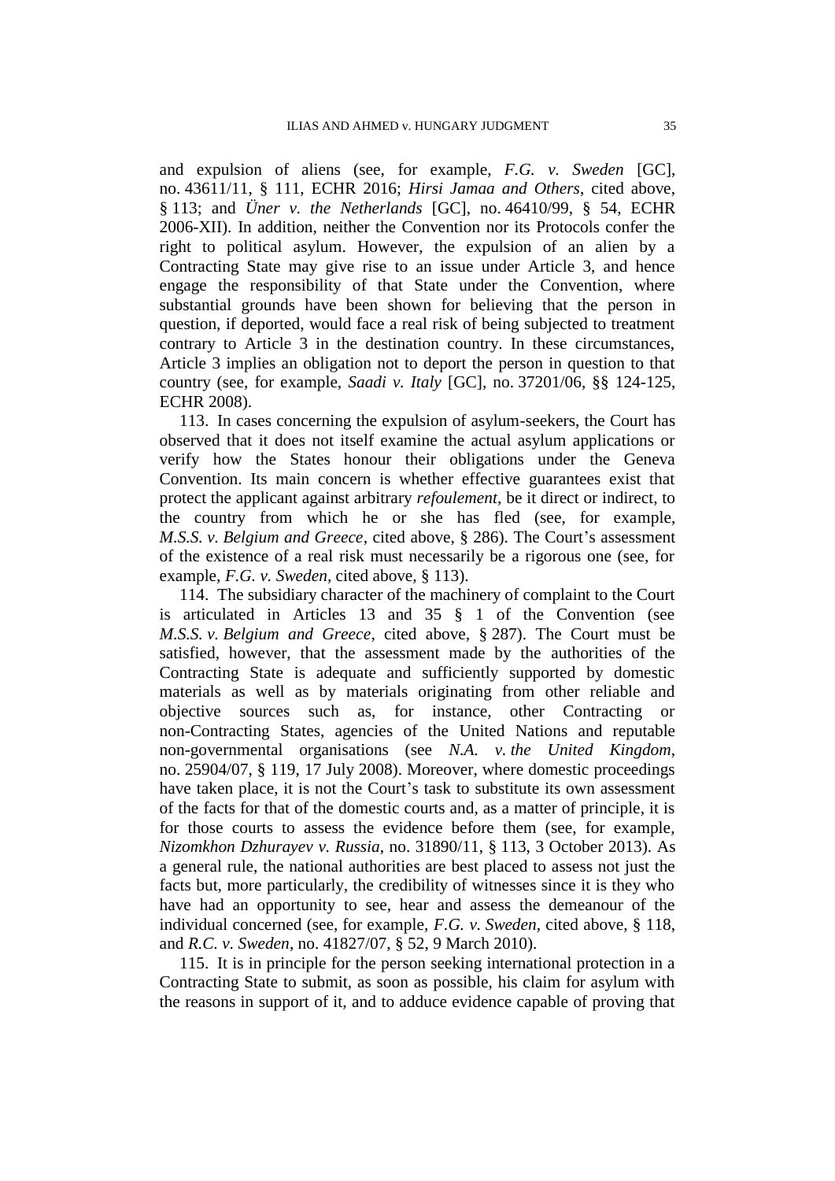and expulsion of aliens (see, for example, *F.G. v. Sweden* [GC], no. 43611/11, § 111, ECHR 2016; *Hirsi Jamaa and Others*, cited above, § 113; and *Üner v. the Netherlands* [GC], no. 46410/99, § 54, ECHR 2006-XII). In addition, neither the Convention nor its Protocols confer the right to political asylum. However, the expulsion of an alien by a Contracting State may give rise to an issue under Article 3, and hence engage the responsibility of that State under the Convention, where substantial grounds have been shown for believing that the person in question, if deported, would face a real risk of being subjected to treatment contrary to Article 3 in the destination country. In these circumstances, Article 3 implies an obligation not to deport the person in question to that country (see, for example, *Saadi v. Italy* [GC], no. 37201/06, §§ 124-125, ECHR 2008).

113. In cases concerning the expulsion of asylum-seekers, the Court has observed that it does not itself examine the actual asylum applications or verify how the States honour their obligations under the Geneva Convention. Its main concern is whether effective guarantees exist that protect the applicant against arbitrary *refoulement*, be it direct or indirect, to the country from which he or she has fled (see, for example, *M.S.S. v. Belgium and Greece*, cited above, § 286). The Court's assessment of the existence of a real risk must necessarily be a rigorous one (see, for example, *F.G. v. Sweden*, cited above, § 113).

114. The subsidiary character of the machinery of complaint to the Court is articulated in Articles 13 and 35 § 1 of the Convention (see *M.S.S. v. Belgium and Greece*, cited above, § 287). The Court must be satisfied, however, that the assessment made by the authorities of the Contracting State is adequate and sufficiently supported by domestic materials as well as by materials originating from other reliable and objective sources such as, for instance, other Contracting or non-Contracting States, agencies of the United Nations and reputable non-governmental organisations (see *N.A. v. the United Kingdom*, no. 25904/07, § 119, 17 July 2008). Moreover, where domestic proceedings have taken place, it is not the Court's task to substitute its own assessment of the facts for that of the domestic courts and, as a matter of principle, it is for those courts to assess the evidence before them (see, for example, *Nizomkhon Dzhurayev v. Russia*, no. 31890/11, § 113, 3 October 2013). As a general rule, the national authorities are best placed to assess not just the facts but, more particularly, the credibility of witnesses since it is they who have had an opportunity to see, hear and assess the demeanour of the individual concerned (see, for example, *F.G. v. Sweden*, cited above, § 118, and *R.C. v. Sweden*, no. 41827/07, § 52, 9 March 2010).

115. It is in principle for the person seeking international protection in a Contracting State to submit, as soon as possible, his claim for asylum with the reasons in support of it, and to adduce evidence capable of proving that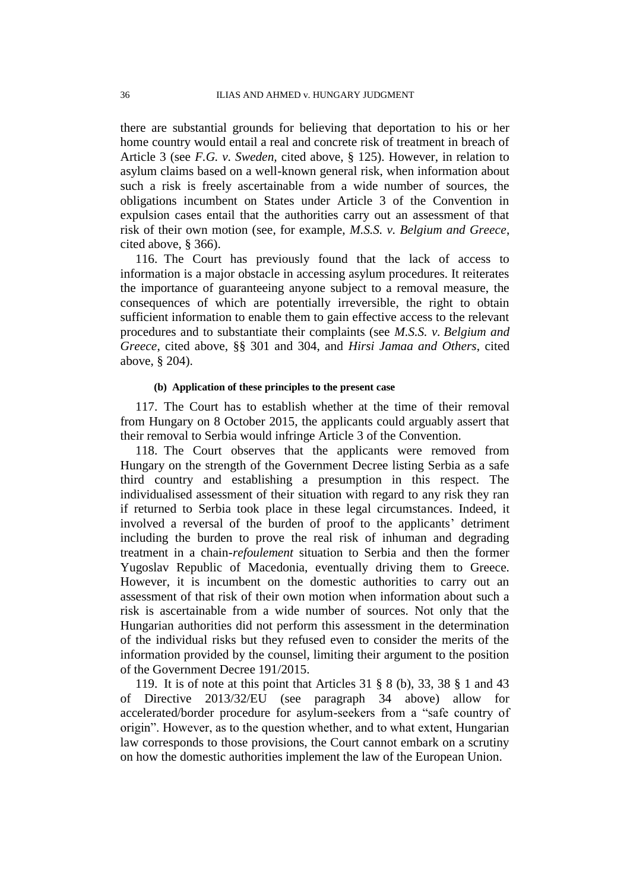there are substantial grounds for believing that deportation to his or her home country would entail a real and concrete risk of treatment in breach of Article 3 (see *F.G. v. Sweden*, cited above, § 125). However, in relation to asylum claims based on a well-known general risk, when information about such a risk is freely ascertainable from a wide number of sources, the obligations incumbent on States under Article 3 of the Convention in expulsion cases entail that the authorities carry out an assessment of that risk of their own motion (see, for example, *M.S.S. v. Belgium and Greece*, cited above, § 366).

116. The Court has previously found that the lack of access to information is a major obstacle in accessing asylum procedures. It reiterates the importance of guaranteeing anyone subject to a removal measure, the consequences of which are potentially irreversible, the right to obtain sufficient information to enable them to gain effective access to the relevant procedures and to substantiate their complaints (see *M.S.S. v. Belgium and Greece*, cited above, §§ 301 and 304, and *Hirsi Jamaa and Others*, cited above, § 204).

#### (b) Application of these principles to the present case

117. The Court has to establish whether at the time of their removal from Hungary on 8 October 2015, the applicants could arguably assert that their removal to Serbia would infringe Article 3 of the Convention.

118. The Court observes that the applicants were removed from Hungary on the strength of the Government Decree listing Serbia as a safe third country and establishing a presumption in this respect. The individualised assessment of their situation with regard to any risk they ran if returned to Serbia took place in these legal circumstances. Indeed, it involved a reversal of the burden of proof to the applicants' detriment including the burden to prove the real risk of inhuman and degrading treatment in a chain-*refoulement* situation to Serbia and then the former Yugoslav Republic of Macedonia, eventually driving them to Greece. However, it is incumbent on the domestic authorities to carry out an assessment of that risk of their own motion when information about such a risk is ascertainable from a wide number of sources. Not only that the Hungarian authorities did not perform this assessment in the determination of the individual risks but they refused even to consider the merits of the information provided by the counsel, limiting their argument to the position of the Government Decree 191/2015.

119. It is of note at this point that Articles 31 § 8 (b), 33, 38 § 1 and 43 of Directive 2013/32/EU (see paragraph 34 above) allow for accelerated/border procedure for asylum-seekers from a "safe country of origin". However, as to the question whether, and to what extent, Hungarian law corresponds to those provisions, the Court cannot embark on a scrutiny on how the domestic authorities implement the law of the European Union.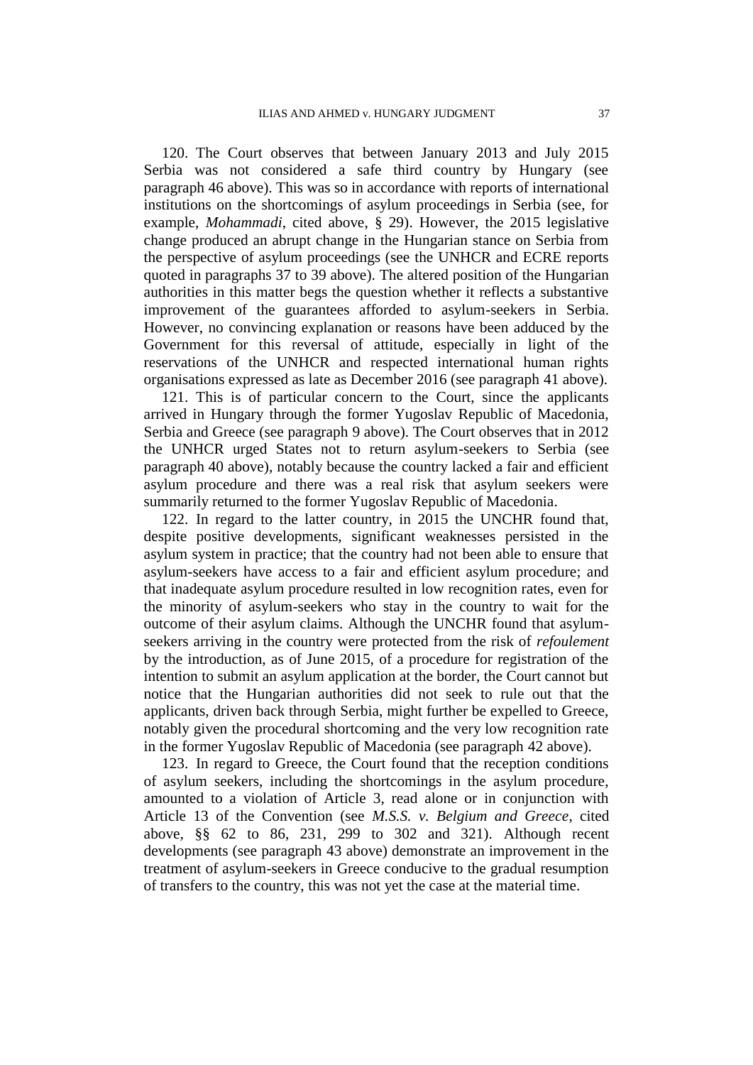120. The Court observes that between January 2013 and July 2015 Serbia was not considered a safe third country by Hungary (see paragraph 46 above). This was so in accordance with reports of international institutions on the shortcomings of asylum proceedings in Serbia (see, for example, *Mohammadi*, cited above, § 29). However, the 2015 legislative change produced an abrupt change in the Hungarian stance on Serbia from the perspective of asylum proceedings (see the UNHCR and ECRE reports quoted in paragraphs 37 to 39 above). The altered position of the Hungarian authorities in this matter begs the question whether it reflects a substantive improvement of the guarantees afforded to asylum-seekers in Serbia. However, no convincing explanation or reasons have been adduced by the Government for this reversal of attitude, especially in light of the reservations of the UNHCR and respected international human rights organisations expressed as late as December 2016 (see paragraph 41 above).

121. This is of particular concern to the Court, since the applicants arrived in Hungary through the former Yugoslav Republic of Macedonia, Serbia and Greece (see paragraph 9 above). The Court observes that in 2012 the UNHCR urged States not to return asylum-seekers to Serbia (see paragraph 40 above), notably because the country lacked a fair and efficient asylum procedure and there was a real risk that asylum seekers were summarily returned to the former Yugoslav Republic of Macedonia.

122. In regard to the latter country, in 2015 the UNCHR found that, despite positive developments, significant weaknesses persisted in the asylum system in practice; that the country had not been able to ensure that asylum-seekers have access to a fair and efficient asylum procedure; and that inadequate asylum procedure resulted in low recognition rates, even for the minority of asylum-seekers who stay in the country to wait for the outcome of their asylum claims. Although the UNCHR found that asylum-seekers arriving in the country were protected from the risk of *refoulement* by the introduction, as of June 2015, of a procedure for registration of the intention to submit an asylum application at the border, the Court cannot but notice that the Hungarian authorities did not seek to rule out that the applicants, driven back through Serbia, might further be expelled to Greece, notably given the procedural shortcoming and the very low recognition rate in the former Yugoslav Republic of Macedonia (see paragraph 42 above).

123. In regard to Greece, the Court found that the reception conditions of asylum seekers, including the shortcomings in the asylum procedure, amounted to a violation of Article 3, read alone or in conjunction with Article 13 of the Convention (see *M.S.S. v. Belgium and Greece*, cited above, §§ 62 to 86, 231, 299 to 302 and 321). Although recent developments (see paragraph 43 above) demonstrate an improvement in the treatment of asylum-seekers in Greece conducive to the gradual resumption of transfers to the country, this was not yet the case at the material time.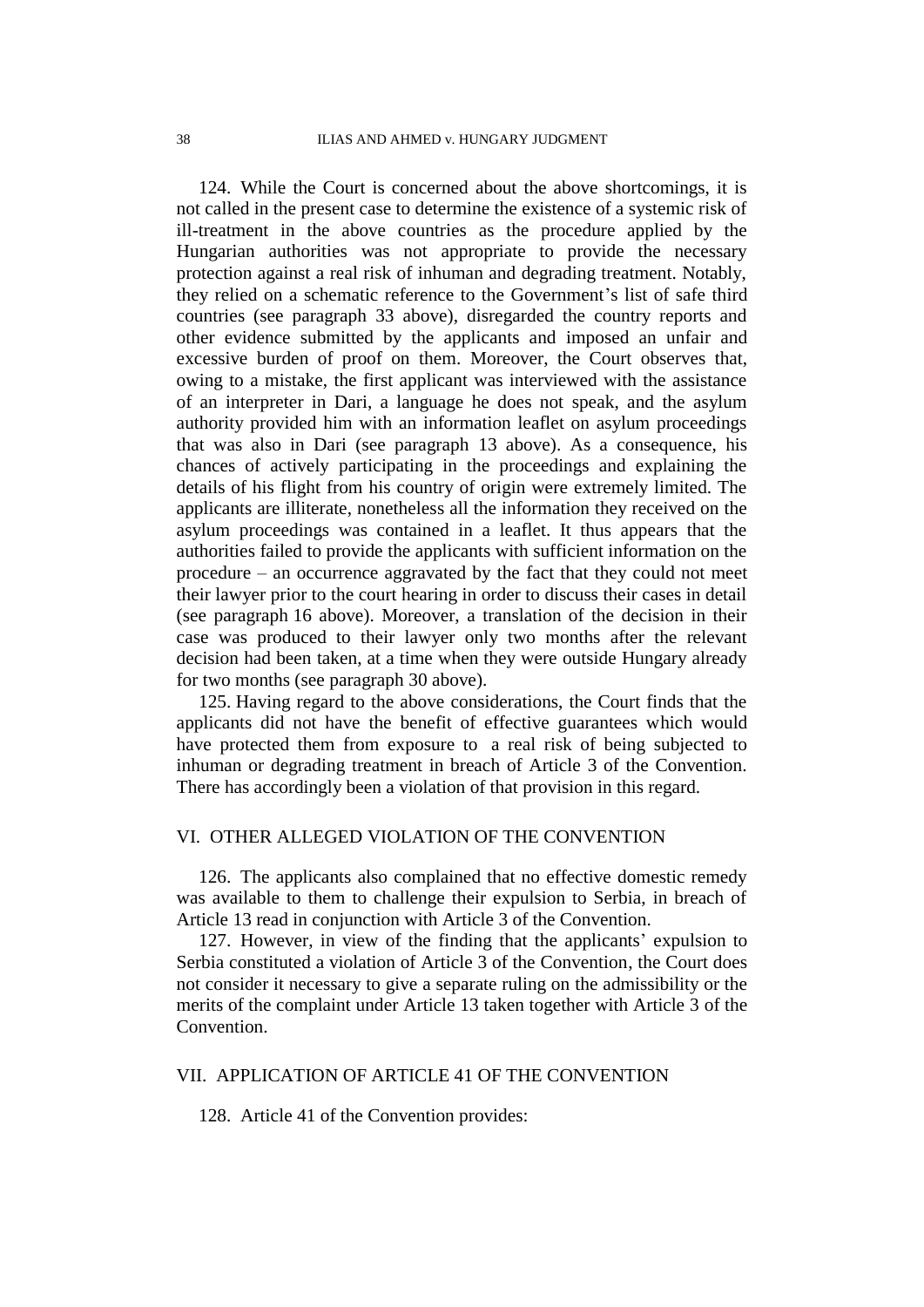124. While the Court is concerned about the above shortcomings, it is not called in the present case to determine the existence of a systemic risk of ill-treatment in the above countries as the procedure applied by the Hungarian authorities was not appropriate to provide the necessary protection against a real risk of inhuman and degrading treatment. Notably, they relied on a schematic reference to the Government's list of safe third countries (see paragraph 33 above), disregarded the country reports and other evidence submitted by the applicants and imposed an unfair and excessive burden of proof on them. Moreover, the Court observes that, owing to a mistake, the first applicant was interviewed with the assistance of an interpreter in Dari, a language he does not speak, and the asylum authority provided him with an information leaflet on asylum proceedings that was also in Dari (see paragraph 13 above). As a consequence, his chances of actively participating in the proceedings and explaining the details of his flight from his country of origin were extremely limited. The applicants are illiterate, nonetheless all the information they received on the asylum proceedings was contained in a leaflet. It thus appears that the authorities failed to provide the applicants with sufficient information on the procedure – an occurrence aggravated by the fact that they could not meet their lawyer prior to the court hearing in order to discuss their cases in detail (see paragraph 16 above). Moreover, a translation of the decision in their case was produced to their lawyer only two months after the relevant decision had been taken, at a time when they were outside Hungary already for two months (see paragraph 30 above).

125. Having regard to the above considerations, the Court finds that the applicants did not have the benefit of effective guarantees which would have protected them from exposure to a real risk of being subjected to inhuman or degrading treatment in breach of Article 3 of the Convention. There has accordingly been a violation of that provision in this regard.

## VI. OTHER ALLEGED VIOLATION OF THE CONVENTION

126. The applicants also complained that no effective domestic remedy was available to them to challenge their expulsion to Serbia, in breach of Article 13 read in conjunction with Article 3 of the Convention.

127. However, in view of the finding that the applicants' expulsion to Serbia constituted a violation of Article 3 of the Convention, the Court does not consider it necessary to give a separate ruling on the admissibility or the merits of the complaint under Article 13 taken together with Article 3 of the Convention.

## VII. APPLICATION OF ARTICLE 41 OF THE CONVENTION

128. Article 41 of the Convention provides: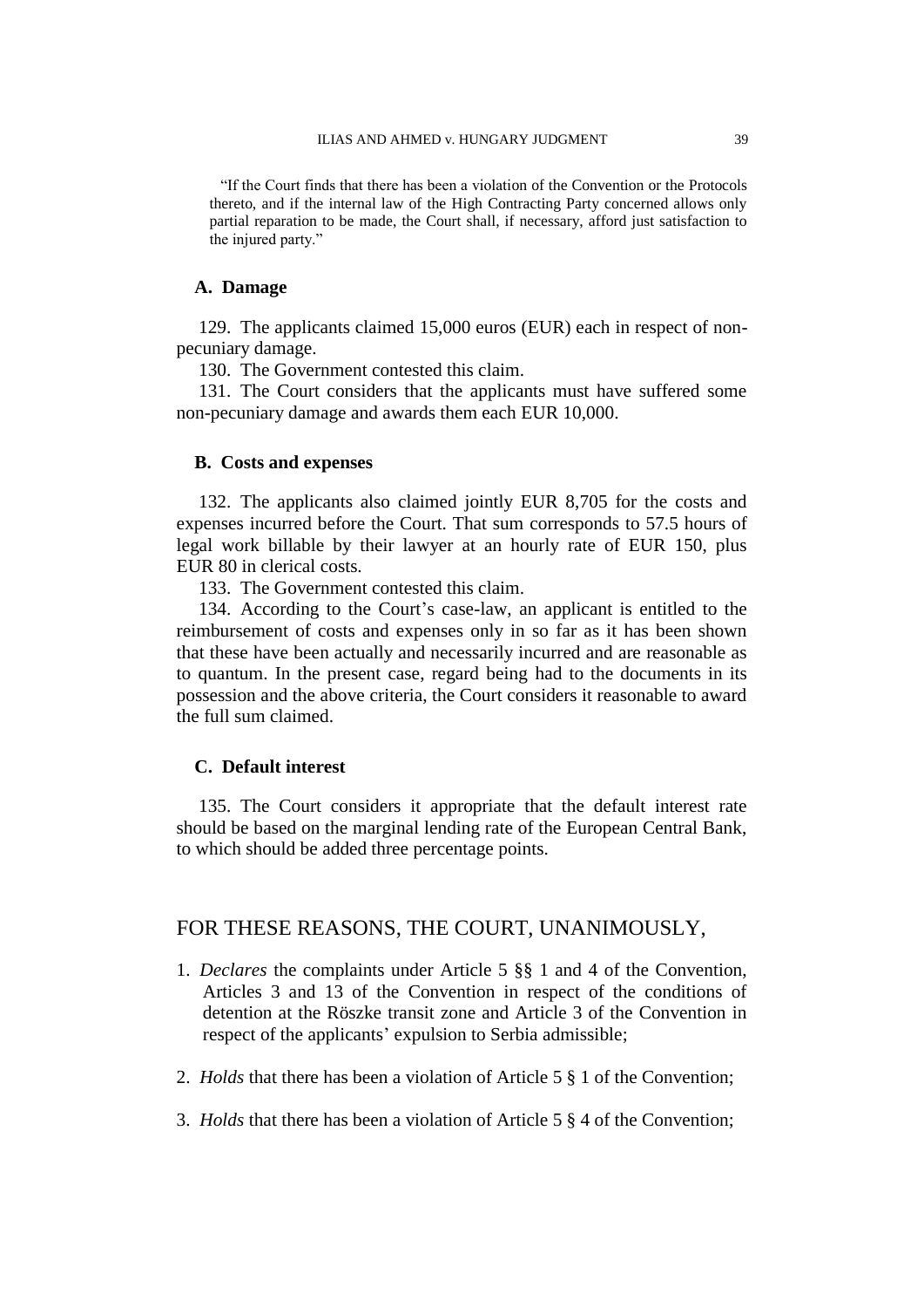"If the Court finds that there has been a violation of the Convention or the Protocols thereto, and if the internal law of the High Contracting Party concerned allows only partial reparation to be made, the Court shall, if necessary, afford just satisfaction to the injured party."

### A. Damage

129. The applicants claimed 15,000 euros (EUR) each in respect of non-pecuniary damage.

130. The Government contested this claim.

131. The Court considers that the applicants must have suffered some non-pecuniary damage and awards them each EUR 10,000.

### B. Costs and expenses

132. The applicants also claimed jointly EUR 8,705 for the costs and expenses incurred before the Court. That sum corresponds to 57.5 hours of legal work billable by their lawyer at an hourly rate of EUR 150, plus EUR 80 in clerical costs.

133. The Government contested this claim.

134. According to the Court's case-law, an applicant is entitled to the reimbursement of costs and expenses only in so far as it has been shown that these have been actually and necessarily incurred and are reasonable as to quantum. In the present case, regard being had to the documents in its possession and the above criteria, the Court considers it reasonable to award the full sum claimed.

### C. Default interest

135. The Court considers it appropriate that the default interest rate should be based on the marginal lending rate of the European Central Bank, to which should be added three percentage points.

## FOR THESE REASONS, THE COURT, UNANIMOUSLY,

1. *Declares* the complaints under Article 5 §§ 1 and 4 of the Convention, Articles 3 and 13 of the Convention in respect of the conditions of detention at the Röszke transit zone and Article 3 of the Convention in respect of the applicants' expulsion to Serbia admissible;

2. *Holds* that there has been a violation of Article 5 § 1 of the Convention;

3. *Holds* that there has been a violation of Article 5 § 4 of the Convention;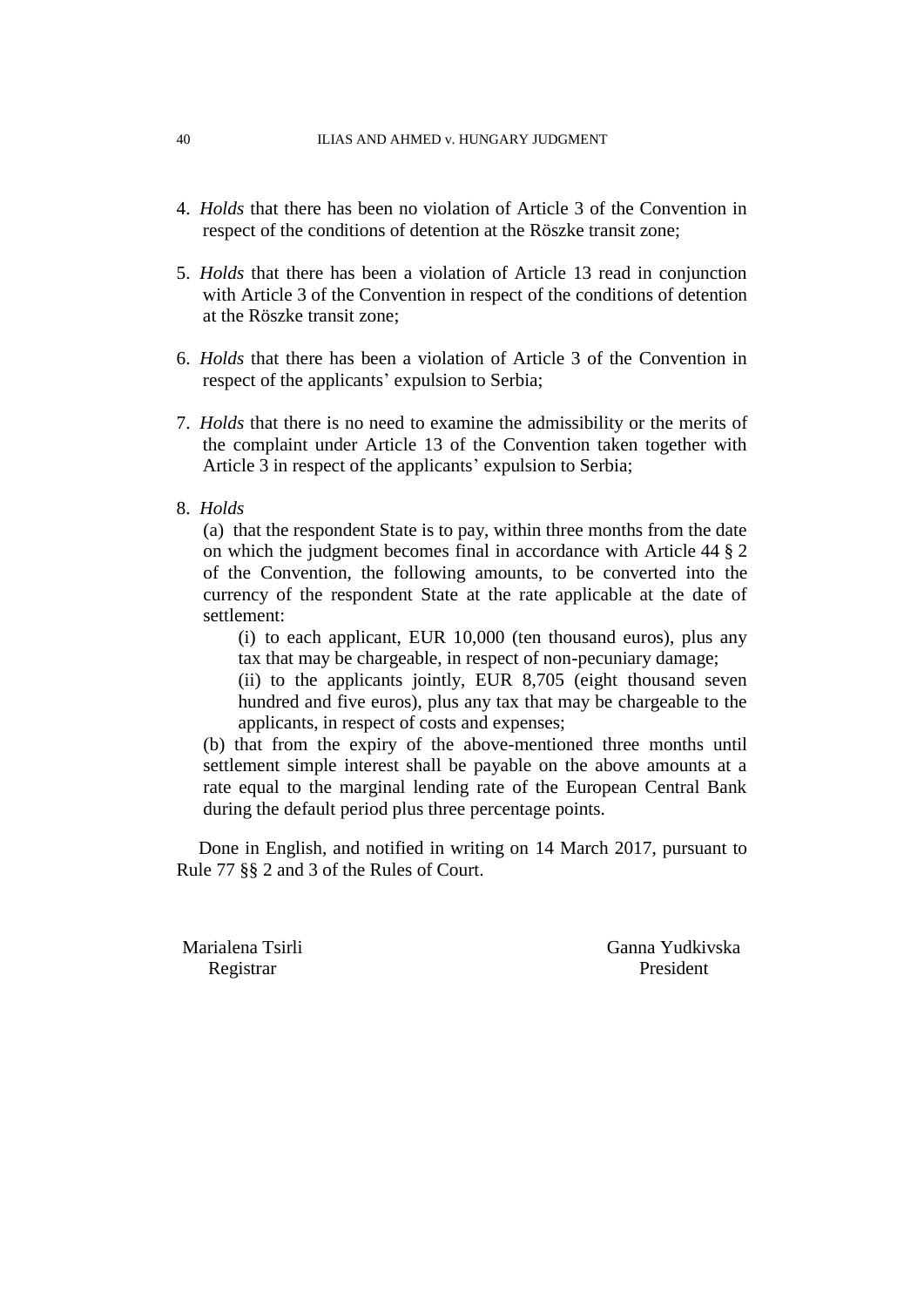4. *Holds* that there has been no violation of Article 3 of the Convention in respect of the conditions of detention at the Röszke transit zone;

5. *Holds* that there has been a violation of Article 13 read in conjunction with Article 3 of the Convention in respect of the conditions of detention at the Röszke transit zone;

6. *Holds* that there has been a violation of Article 3 of the Convention in respect of the applicants' expulsion to Serbia;

7. *Holds* that there is no need to examine the admissibility or the merits of the complaint under Article 13 of the Convention taken together with Article 3 in respect of the applicants' expulsion to Serbia;

8. *Holds*

   (a) that the respondent State is to pay, within three months from the date on which the judgment becomes final in accordance with Article 44 § 2 of the Convention, the following amounts, to be converted into the currency of the respondent State at the rate applicable at the date of settlement:

   (i) to each applicant, EUR 10,000 (ten thousand euros), plus any tax that may be chargeable, in respect of non-pecuniary damage;

   (ii) to the applicants jointly, EUR 8,705 (eight thousand seven hundred and five euros), plus any tax that may be chargeable to the applicants, in respect of costs and expenses;

   (b) that from the expiry of the above-mentioned three months until settlement simple interest shall be payable on the above amounts at a rate equal to the marginal lending rate of the European Central Bank during the default period plus three percentage points.

Done in English, and notified in writing on 14 March 2017, pursuant to Rule 77 §§ 2 and 3 of the Rules of Court.

Marialena Tsirli
Registrar

Ganna Yudkivska
President